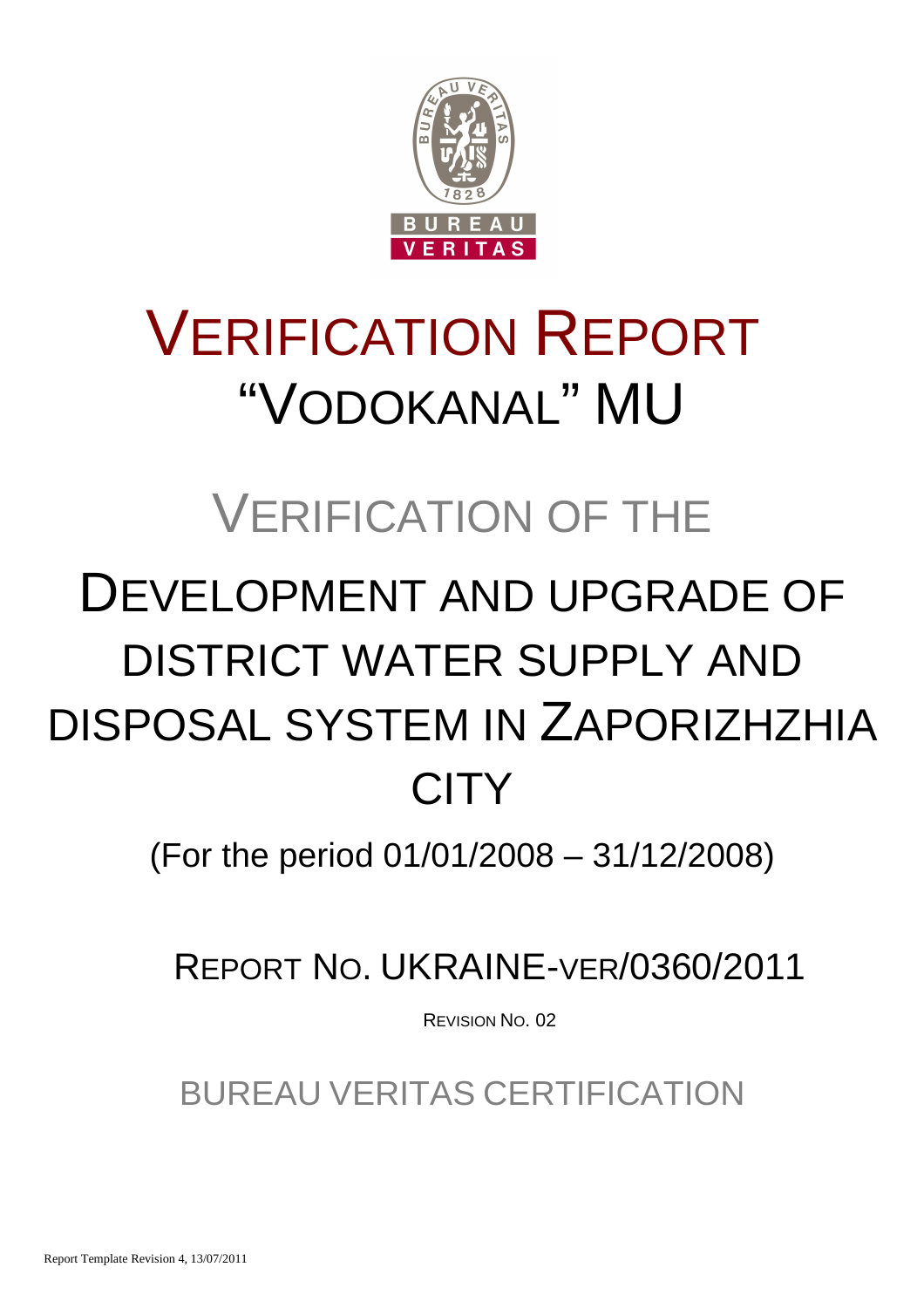# VERIFICATION REPORT "VODOKANAL" MU

## VERIFICATION OF THE

# DEVELOPMENT AND UPGRADE OF DISTRICT WATER SUPPLY AND DISPOSAL SYSTEM IN ZAPORIZHZHIA CITY

(For the period 01/01/2008 – 31/12/2008)

## REPORT NO. UKRAINE-VER/0360/2011

REVISION NO. 02

BUREAU VERITAS CERTIFICATION

Report Template Revision 4, 13/07/2011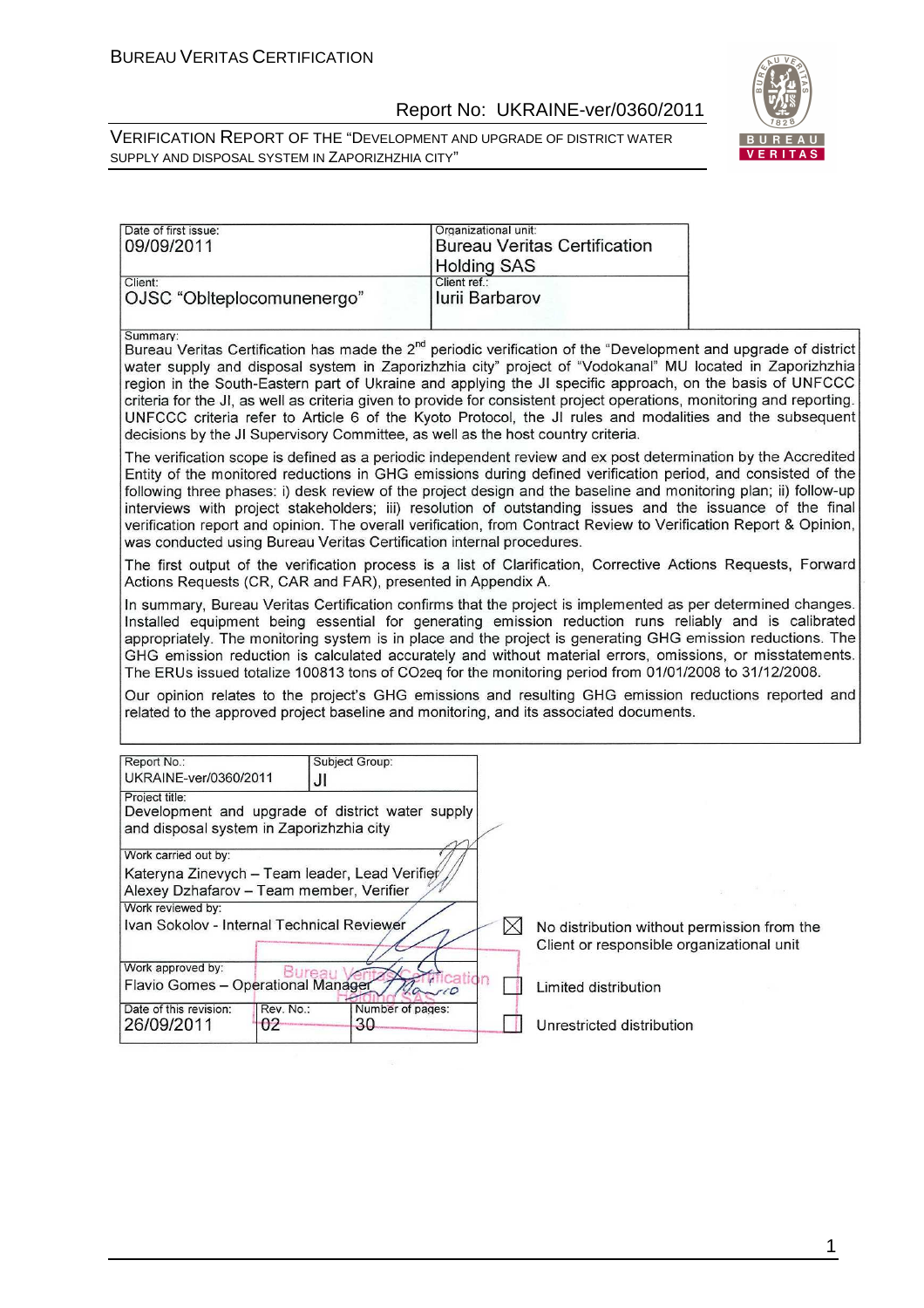| Date of first issue: | Organizational unit: |
| --- | --- |
| 09/09/2011 | Bureau Veritas Certification Holding SAS |
| Client: | Client ref.: |
| OJSC "Oblteplocomunenergo" | Iurii Barbarov |

Summary:

Bureau Veritas Certification has made the 2nd periodic verification of the "Development and upgrade of district water supply and disposal system in Zaporizhzhia city" project of "Vodokanal" MU located in Zaporizhzhia region in the South-Eastern part of Ukraine and applying the JI specific approach, on the basis of UNFCCC criteria for the JI, as well as criteria given to provide for consistent project operations, monitoring and reporting. UNFCCC criteria refer to Article 6 of the Kyoto Protocol, the JI rules and modalities and the subsequent decisions by the JI Supervisory Committee, as well as the host country criteria.

The verification scope is defined as a periodic independent review and ex post determination by the Accredited Entity of the monitored reductions in GHG emissions during defined verification period, and consisted of the following three phases: i) desk review of the project design and the baseline and monitoring plan; ii) follow-up interviews with project stakeholders; iii) resolution of outstanding issues and the issuance of the final verification report and opinion. The overall verification, from Contract Review to Verification Report & Opinion, was conducted using Bureau Veritas Certification internal procedures.

The first output of the verification process is a list of Clarification, Corrective Actions Requests, Forward Actions Requests (CR, CAR and FAR), presented in Appendix A.

In summary, Bureau Veritas Certification confirms that the project is implemented as per determined changes. Installed equipment being essential for generating emission reduction runs reliably and is calibrated appropriately. The monitoring system is in place and the project is generating GHG emission reductions. The GHG emission reduction is calculated accurately and without material errors, omissions, or misstatements. The ERUs issued totalize 100813 tons of $CO_2eq$ for the monitoring period from 01/01/2008 to 31/12/2008.

Our opinion relates to the project's GHG emissions and resulting GHG emission reductions reported and related to the approved project baseline and monitoring, and its associated documents.

| Report No.: | Subject Group: | |
| --- | --- | --- |
| UKRAINE-ver/0360/2011 | JI | |
| Project title: Development and upgrade of district water supply and disposal system in Zaporizhzhia city | | |
| Work carried out by: Kateryna Zinevych – Team leader, Lead Verifier; Alexey Dzhafarov – Team member, Verifier | | |
| Work reviewed by: Ivan Sokolov - Internal Technical Reviewer | | |
| Work approved by: Flavio Gomes – Operational Manager | | |
| Date of this revision: 26/09/2011 | Rev. No.: 02 | Number of pages: 30 |

☒ No distribution without permission from the Client or responsible organizational unit

☐ Limited distribution

☐ Unrestricted distribution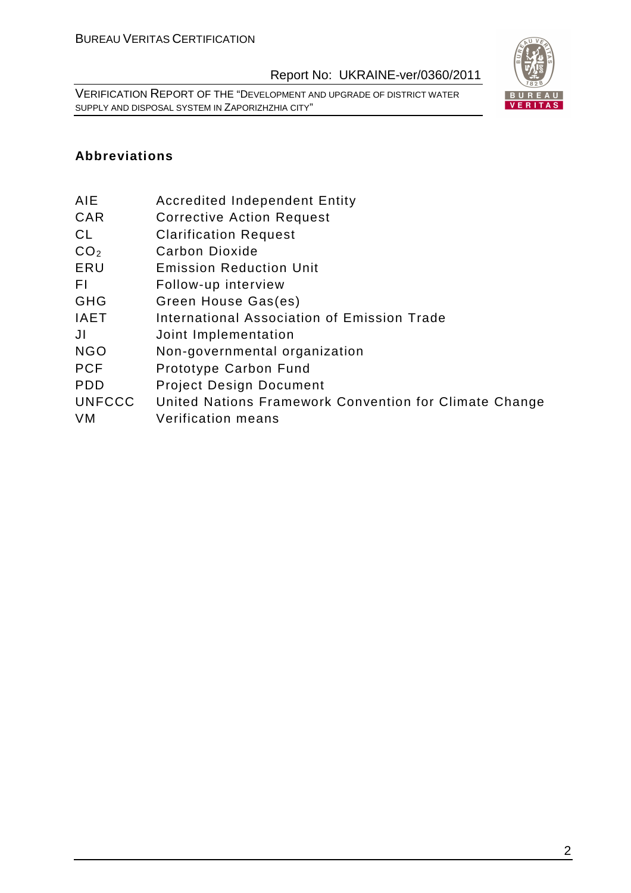**Abbreviations**

| | |
|---|---|
| AIE | Accredited Independent Entity |
| CAR | Corrective Action Request |
| CL | Clarification Request |
| $CO_2$ | Carbon Dioxide |
| ERU | Emission Reduction Unit |
| FI | Follow-up interview |
| GHG | Green House Gas(es) |
| IAET | International Association of Emission Trade |
| JI | Joint Implementation |
| NGO | Non-governmental organization |
| PCF | Prototype Carbon Fund |
| PDD | Project Design Document |
| UNFCCC | United Nations Framework Convention for Climate Change |
| VM | Verification means |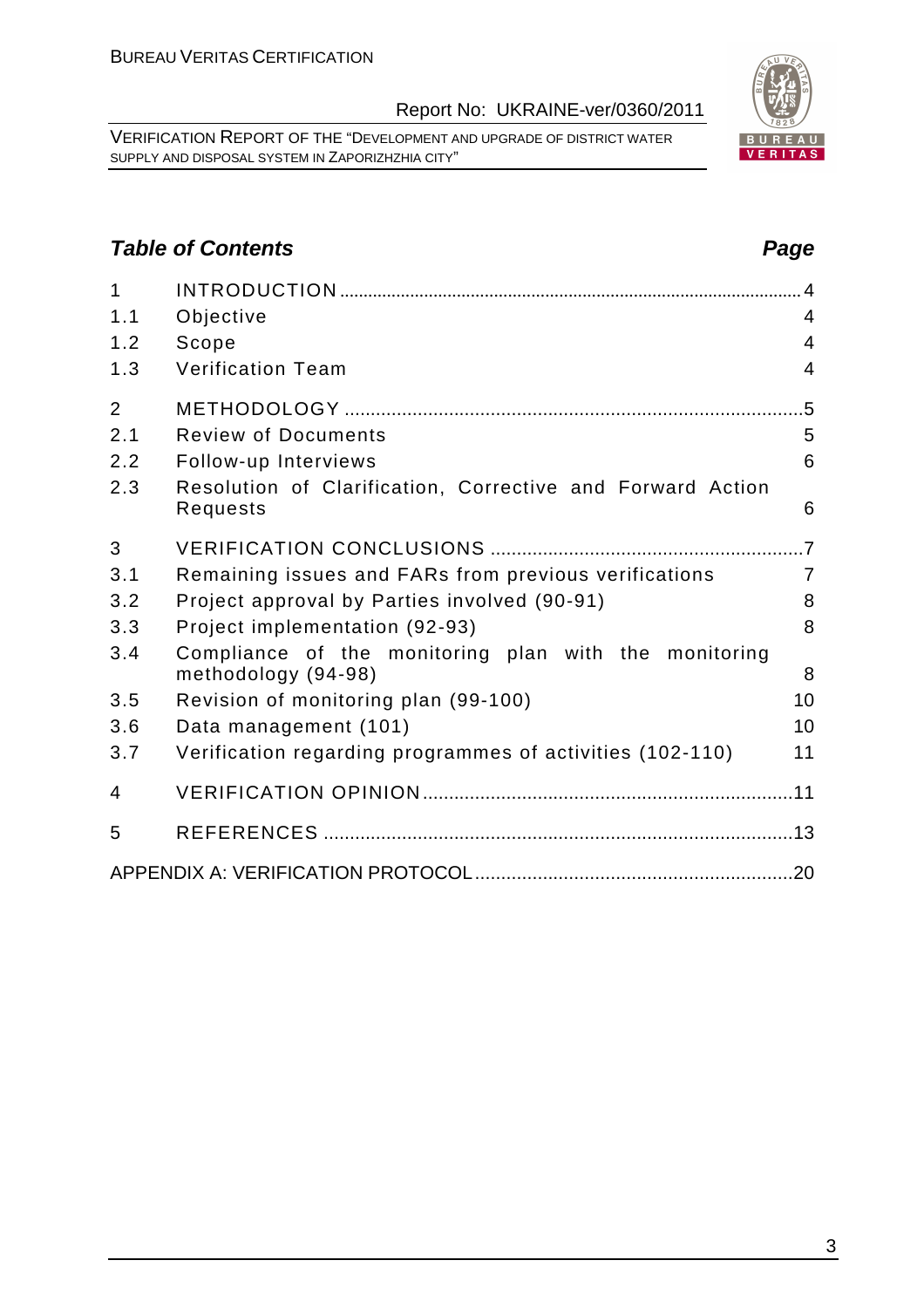## Table of Contents

| | | Page |
|---|---|---|
| 1 | INTRODUCTION | 4 |
| 1.1 | Objective | 4 |
| 1.2 | Scope | 4 |
| 1.3 | Verification Team | 4 |
| 2 | METHODOLOGY | 5 |
| 2.1 | Review of Documents | 5 |
| 2.2 | Follow-up Interviews | 6 |
| 2.3 | Resolution of Clarification, Corrective and Forward Action Requests | 6 |
| 3 | VERIFICATION CONCLUSIONS | 7 |
| 3.1 | Remaining issues and FARs from previous verifications | 7 |
| 3.2 | Project approval by Parties involved (90-91) | 8 |
| 3.3 | Project implementation (92-93) | 8 |
| 3.4 | Compliance of the monitoring plan with the monitoring methodology (94-98) | 8 |
| 3.5 | Revision of monitoring plan (99-100) | 10 |
| 3.6 | Data management (101) | 10 |
| 3.7 | Verification regarding programmes of activities (102-110) | 11 |
| 4 | VERIFICATION OPINION | 11 |
| 5 | REFERENCES | 13 |
| | APPENDIX A: VERIFICATION PROTOCOL | 20 |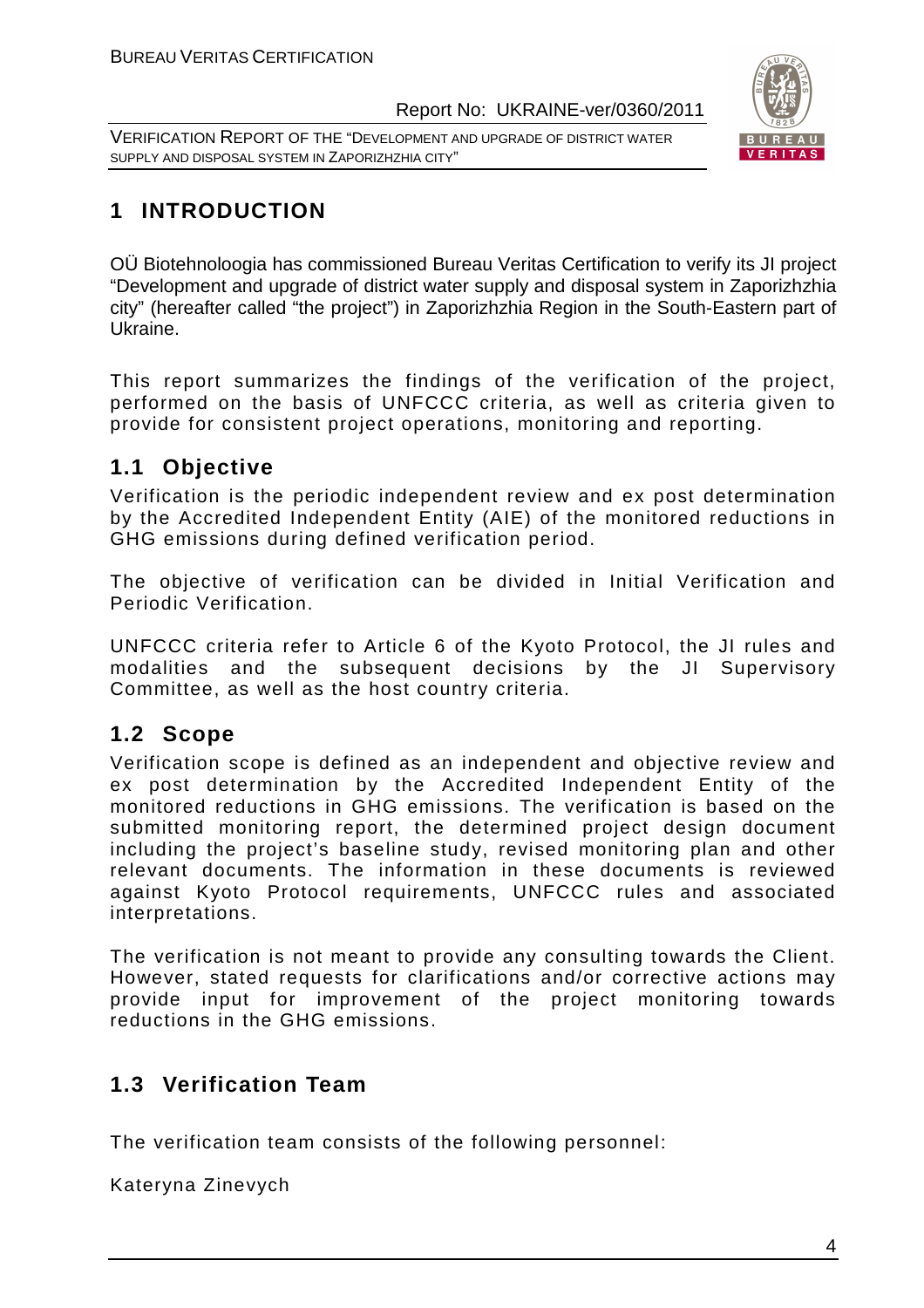# 1 INTRODUCTION

OÜ Biotehnoloogia has commissioned Bureau Veritas Certification to verify its JI project "Development and upgrade of district water supply and disposal system in Zaporizhzhia city" (hereafter called "the project") in Zaporizhzhia Region in the South-Eastern part of Ukraine.

This report summarizes the findings of the verification of the project, performed on the basis of UNFCCC criteria, as well as criteria given to provide for consistent project operations, monitoring and reporting.

## 1.1 Objective

Verification is the periodic independent review and ex post determination by the Accredited Independent Entity (AIE) of the monitored reductions in GHG emissions during defined verification period.

The objective of verification can be divided in Initial Verification and Periodic Verification.

UNFCCC criteria refer to Article 6 of the Kyoto Protocol, the JI rules and modalities and the subsequent decisions by the JI Supervisory Committee, as well as the host country criteria.

## 1.2 Scope

Verification scope is defined as an independent and objective review and ex post determination by the Accredited Independent Entity of the monitored reductions in GHG emissions. The verification is based on the submitted monitoring report, the determined project design document including the project's baseline study, revised monitoring plan and other relevant documents. The information in these documents is reviewed against Kyoto Protocol requirements, UNFCCC rules and associated interpretations.

The verification is not meant to provide any consulting towards the Client. However, stated requests for clarifications and/or corrective actions may provide input for improvement of the project monitoring towards reductions in the GHG emissions.

## 1.3 Verification Team

The verification team consists of the following personnel:

Kateryna Zinevych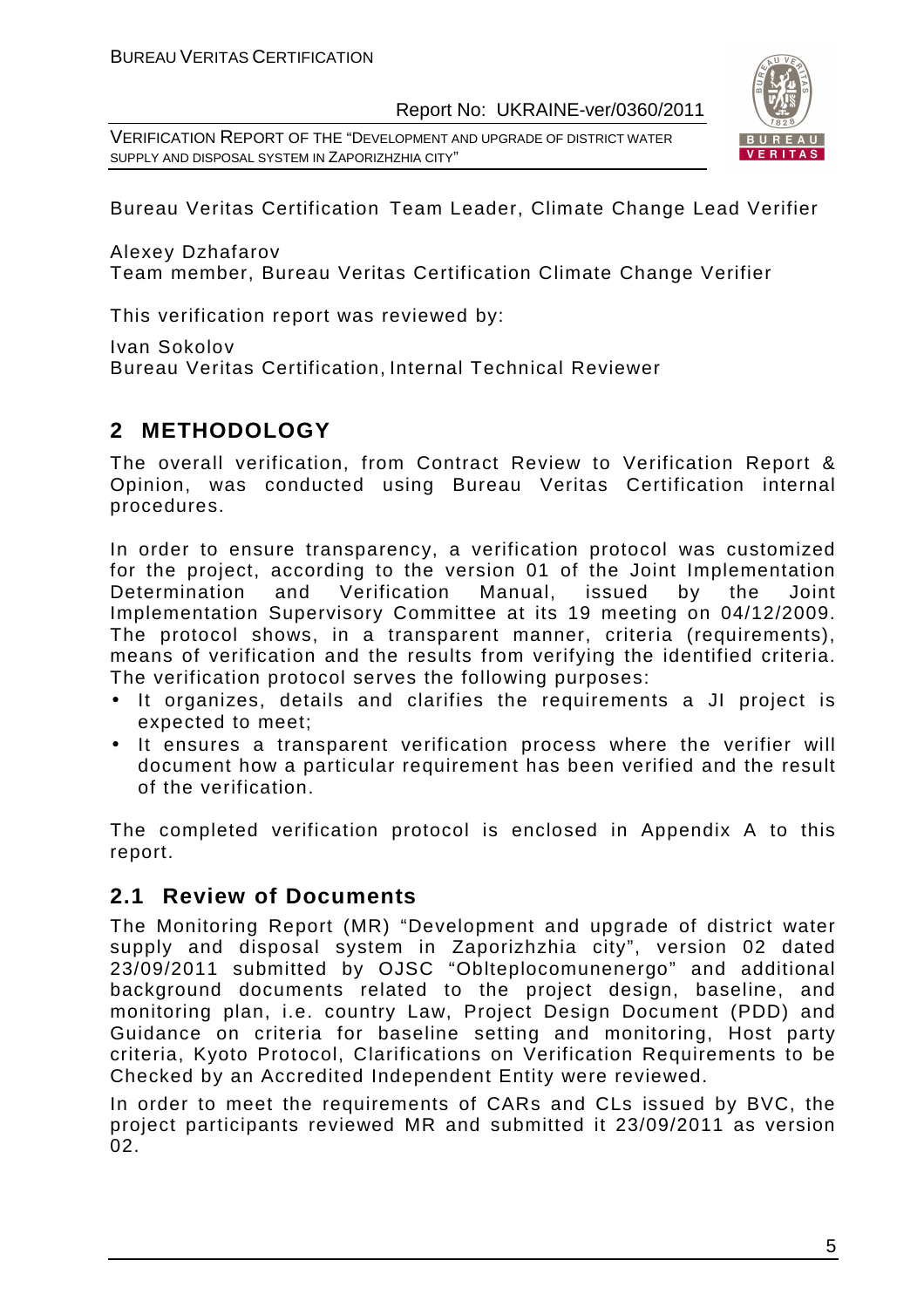Bureau Veritas Certification Team Leader, Climate Change Lead Verifier

Alexey Dzhafarov
Team member, Bureau Veritas Certification Climate Change Verifier

This verification report was reviewed by:

Ivan Sokolov
Bureau Veritas Certification, Internal Technical Reviewer

## 2 METHODOLOGY

The overall verification, from Contract Review to Verification Report & Opinion, was conducted using Bureau Veritas Certification internal procedures.

In order to ensure transparency, a verification protocol was customized for the project, according to the version 01 of the Joint Implementation Determination and Verification Manual, issued by the Joint Implementation Supervisory Committee at its 19 meeting on 04/12/2009. The protocol shows, in a transparent manner, criteria (requirements), means of verification and the results from verifying the identified criteria. The verification protocol serves the following purposes:

- It organizes, details and clarifies the requirements a JI project is expected to meet;
- It ensures a transparent verification process where the verifier will document how a particular requirement has been verified and the result of the verification.

The completed verification protocol is enclosed in Appendix A to this report.

### 2.1 Review of Documents

The Monitoring Report (MR) "Development and upgrade of district water supply and disposal system in Zaporizhzhia city", version 02 dated 23/09/2011 submitted by OJSC "Oblteplocomunenergo" and additional background documents related to the project design, baseline, and monitoring plan, i.e. country Law, Project Design Document (PDD) and Guidance on criteria for baseline setting and monitoring, Host party criteria, Kyoto Protocol, Clarifications on Verification Requirements to be Checked by an Accredited Independent Entity were reviewed.

In order to meet the requirements of CARs and CLs issued by BVC, the project participants reviewed MR and submitted it 23/09/2011 as version 02.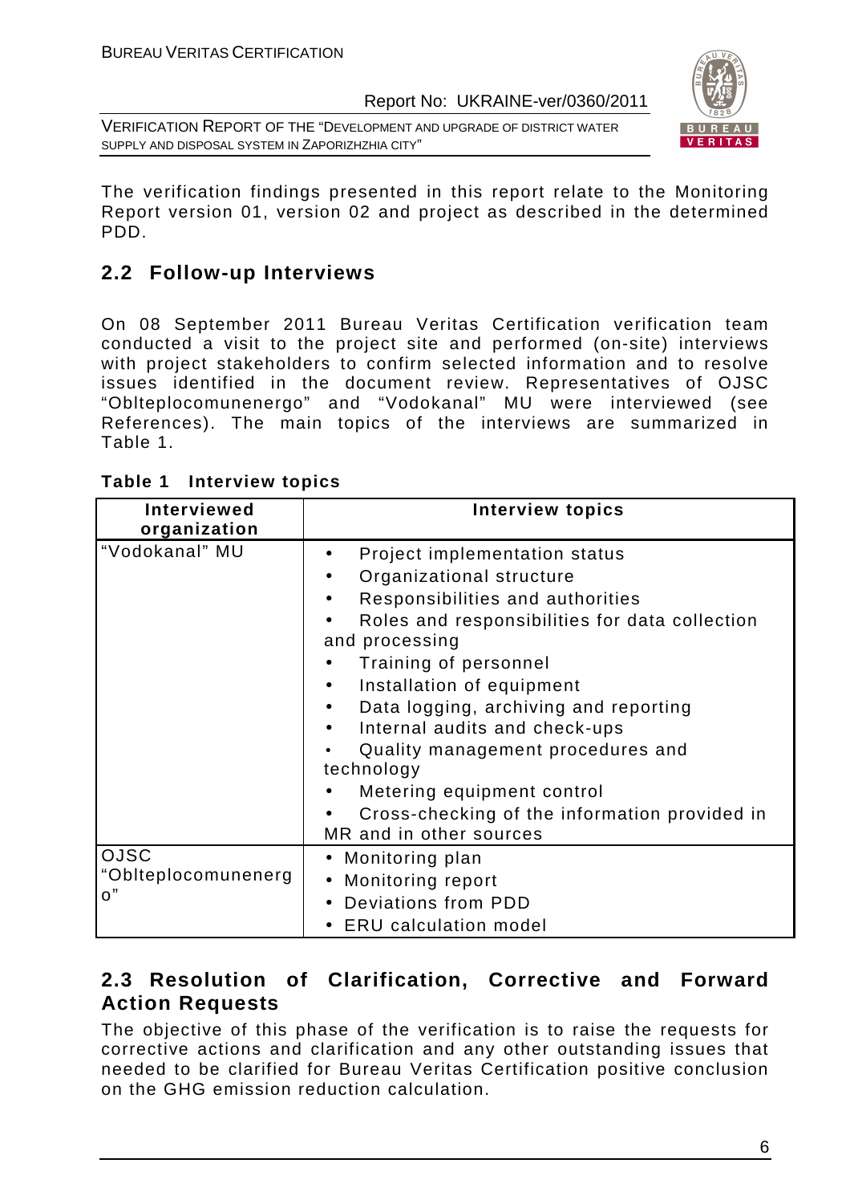The verification findings presented in this report relate to the Monitoring Report version 01, version 02 and project as described in the determined PDD.

## 2.2 Follow-up Interviews

On 08 September 2011 Bureau Veritas Certification verification team conducted a visit to the project site and performed (on-site) interviews with project stakeholders to confirm selected information and to resolve issues identified in the document review. Representatives of OJSC "Oblteplocomunenergo" and "Vodokanal" MU were interviewed (see References). The main topics of the interviews are summarized in Table 1.

**Table 1 Interview topics**

| Interviewed organization | Interview topics |
|---|---|
| "Vodokanal" MU | • Project implementation status<br>• Organizational structure<br>• Responsibilities and authorities<br>• Roles and responsibilities for data collection and processing<br>• Training of personnel<br>• Installation of equipment<br>• Data logging, archiving and reporting<br>• Internal audits and check-ups<br>• Quality management procedures and technology<br>• Metering equipment control<br>• Cross-checking of the information provided in MR and in other sources |
| OJSC "Oblteplocomunenergo" | • Monitoring plan<br>• Monitoring report<br>• Deviations from PDD<br>• ERU calculation model |

## 2.3 Resolution of Clarification, Corrective and Forward Action Requests

The objective of this phase of the verification is to raise the requests for corrective actions and clarification and any other outstanding issues that needed to be clarified for Bureau Veritas Certification positive conclusion on the GHG emission reduction calculation.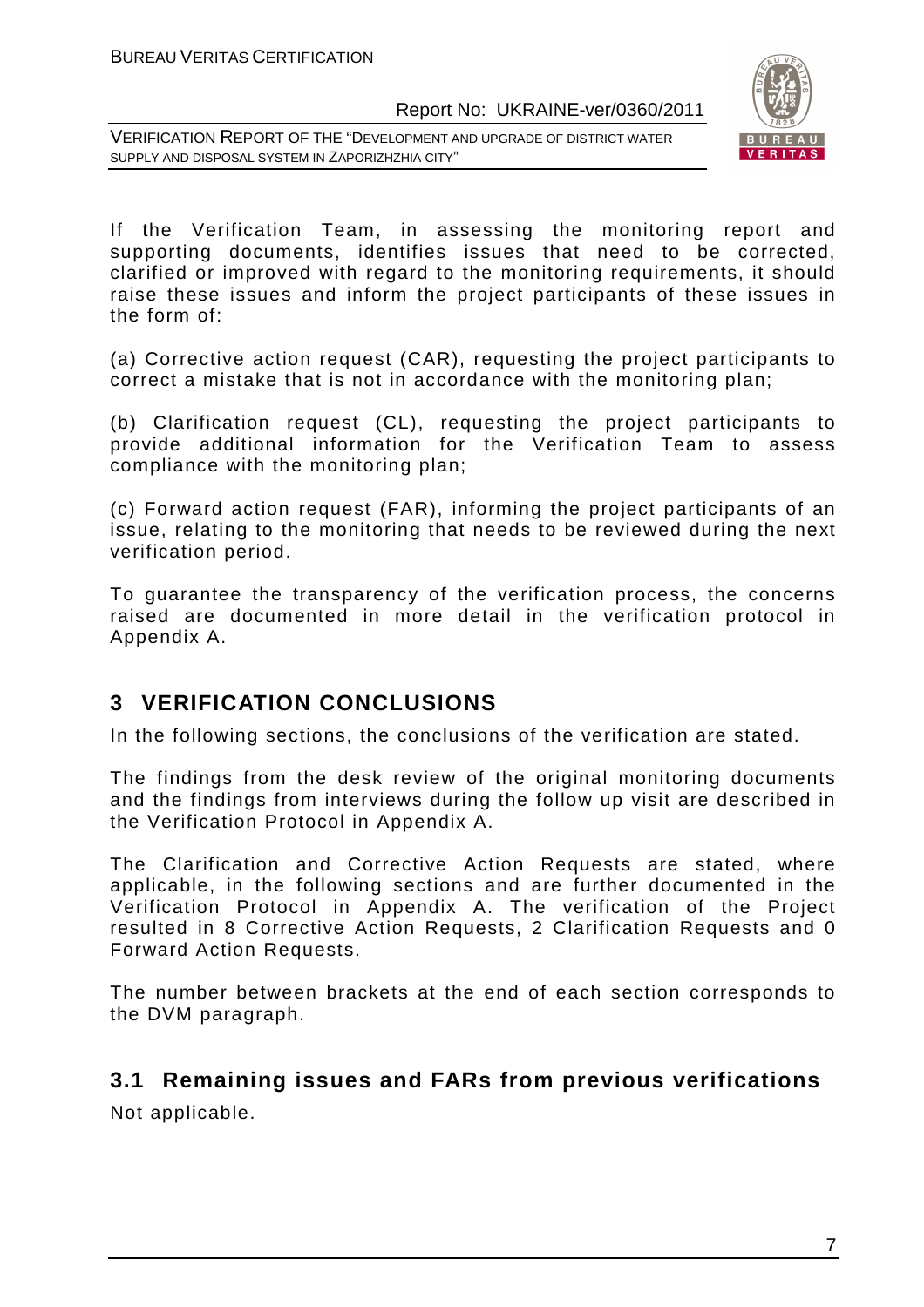If the Verification Team, in assessing the monitoring report and supporting documents, identifies issues that need to be corrected, clarified or improved with regard to the monitoring requirements, it should raise these issues and inform the project participants of these issues in the form of:

(a) Corrective action request (CAR), requesting the project participants to correct a mistake that is not in accordance with the monitoring plan;

(b) Clarification request (CL), requesting the project participants to provide additional information for the Verification Team to assess compliance with the monitoring plan;

(c) Forward action request (FAR), informing the project participants of an issue, relating to the monitoring that needs to be reviewed during the next verification period.

To guarantee the transparency of the verification process, the concerns raised are documented in more detail in the verification protocol in Appendix A.

# 3 VERIFICATION CONCLUSIONS

In the following sections, the conclusions of the verification are stated.

The findings from the desk review of the original monitoring documents and the findings from interviews during the follow up visit are described in the Verification Protocol in Appendix A.

The Clarification and Corrective Action Requests are stated, where applicable, in the following sections and are further documented in the Verification Protocol in Appendix A. The verification of the Project resulted in 8 Corrective Action Requests, 2 Clarification Requests and 0 Forward Action Requests.

The number between brackets at the end of each section corresponds to the DVM paragraph.

## 3.1 Remaining issues and FARs from previous verifications

Not applicable.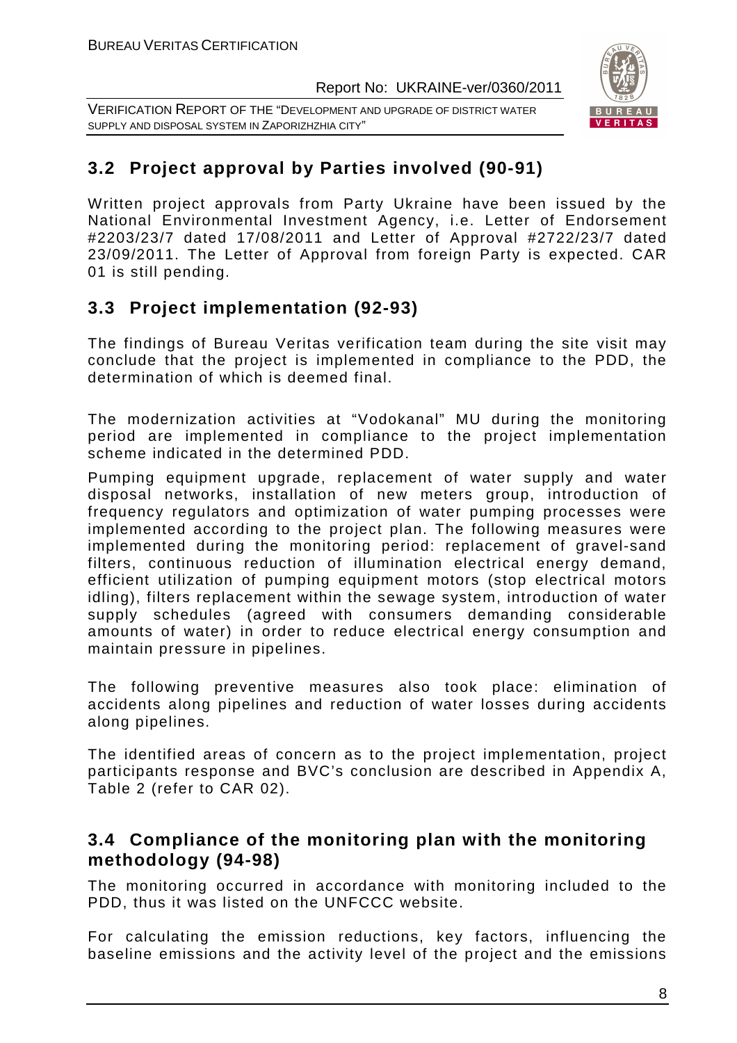## 3.2 Project approval by Parties involved (90-91)

Written project approvals from Party Ukraine have been issued by the National Environmental Investment Agency, i.e. Letter of Endorsement #2203/23/7 dated 17/08/2011 and Letter of Approval #2722/23/7 dated 23/09/2011. The Letter of Approval from foreign Party is expected. CAR 01 is still pending.

## 3.3 Project implementation (92-93)

The findings of Bureau Veritas verification team during the site visit may conclude that the project is implemented in compliance to the PDD, the determination of which is deemed final.

The modernization activities at "Vodokanal" MU during the monitoring period are implemented in compliance to the project implementation scheme indicated in the determined PDD.

Pumping equipment upgrade, replacement of water supply and water disposal networks, installation of new meters group, introduction of frequency regulators and optimization of water pumping processes were implemented according to the project plan. The following measures were implemented during the monitoring period: replacement of gravel-sand filters, continuous reduction of illumination electrical energy demand, efficient utilization of pumping equipment motors (stop electrical motors idling), filters replacement within the sewage system, introduction of water supply schedules (agreed with consumers demanding considerable amounts of water) in order to reduce electrical energy consumption and maintain pressure in pipelines.

The following preventive measures also took place: elimination of accidents along pipelines and reduction of water losses during accidents along pipelines.

The identified areas of concern as to the project implementation, project participants response and BVC's conclusion are described in Appendix A, Table 2 (refer to CAR 02).

## 3.4 Compliance of the monitoring plan with the monitoring methodology (94-98)

The monitoring occurred in accordance with monitoring included to the PDD, thus it was listed on the UNFCCC website.

For calculating the emission reductions, key factors, influencing the baseline emissions and the activity level of the project and the emissions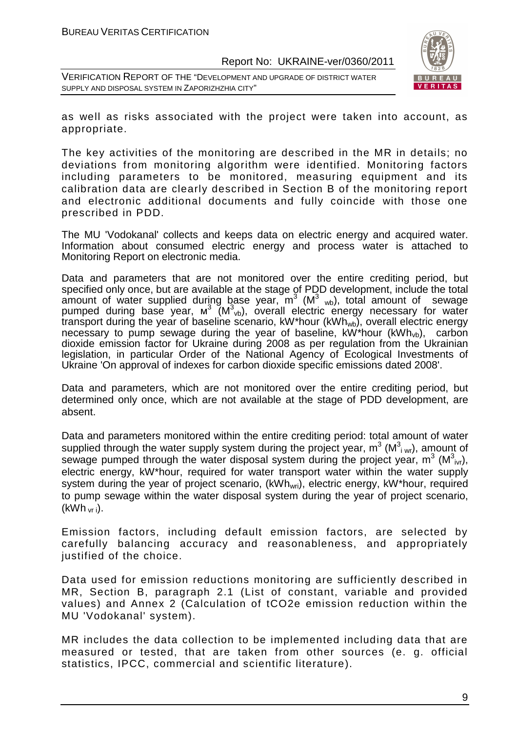as well as risks associated with the project were taken into account, as appropriate.

The key activities of the monitoring are described in the MR in details; no deviations from monitoring algorithm were identified. Monitoring factors including parameters to be monitored, measuring equipment and its calibration data are clearly described in Section B of the monitoring report and electronic additional documents and fully coincide with those one prescribed in PDD.

The MU 'Vodokanal' collects and keeps data on electric energy and acquired water. Information about consumed electric energy and process water is attached to Monitoring Report on electronic media.

Data and parameters that are not monitored over the entire crediting period, but specified only once, but are available at the stage of PDD development, include the total amount of water supplied during base year, $m^3$ ($M^3_{wb}$), total amount of sewage pumped during base year, м$^3$ ($M^3_{vb}$), overall electric energy necessary for water transport during the year of baseline scenario, kW*hour ($kWh_{wb}$), overall electric energy necessary to pump sewage during the year of baseline, kW*hour ($kWh_{vb}$), carbon dioxide emission factor for Ukraine during 2008 as per regulation from the Ukrainian legislation, in particular Order of the National Agency of Ecological Investments of Ukraine 'On approval of indexes for carbon dioxide specific emissions dated 2008'.

Data and parameters, which are not monitored over the entire crediting period, but determined only once, which are not available at the stage of PDD development, are absent.

Data and parameters monitored within the entire crediting period: total amount of water supplied through the water supply system during the project year, $m^3$ ($M^3_{i\,wr}$), amount of sewage pumped through the water disposal system during the project year, $m^3$ ($M^3_{ivr}$), electric energy, kW*hour, required for water transport water within the water supply system during the year of project scenario, ($kWh_{wri}$), electric energy, kW*hour, required to pump sewage within the water disposal system during the year of project scenario, ($kWh_{vr\,i}$).

Emission factors, including default emission factors, are selected by carefully balancing accuracy and reasonableness, and appropriately justified of the choice.

Data used for emission reductions monitoring are sufficiently described in MR, Section B, paragraph 2.1 (List of constant, variable and provided values) and Annex 2 (Calculation of tCO2e emission reduction within the MU 'Vodokanal' system).

MR includes the data collection to be implemented including data that are measured or tested, that are taken from other sources (e. g. official statistics, IPCC, commercial and scientific literature).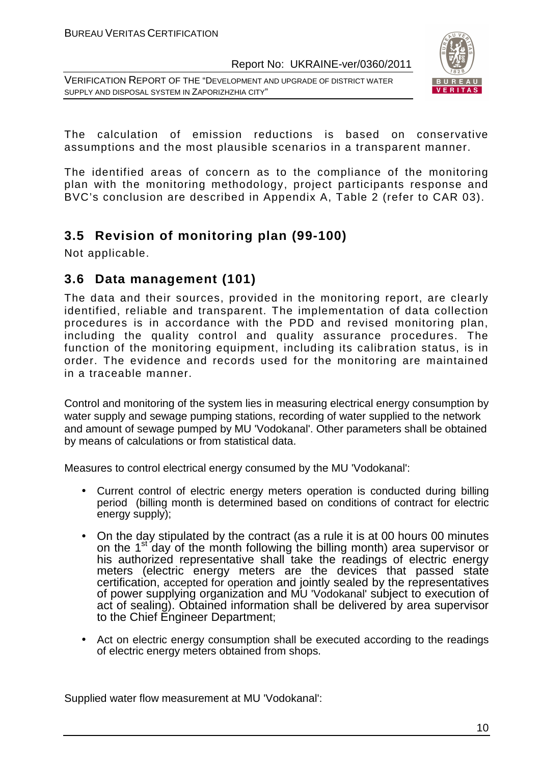The calculation of emission reductions is based on conservative assumptions and the most plausible scenarios in a transparent manner.

The identified areas of concern as to the compliance of the monitoring plan with the monitoring methodology, project participants response and BVC's conclusion are described in Appendix A, Table 2 (refer to CAR 03).

## 3.5 Revision of monitoring plan (99-100)

Not applicable.

## 3.6 Data management (101)

The data and their sources, provided in the monitoring report, are clearly identified, reliable and transparent. The implementation of data collection procedures is in accordance with the PDD and revised monitoring plan, including the quality control and quality assurance procedures. The function of the monitoring equipment, including its calibration status, is in order. The evidence and records used for the monitoring are maintained in a traceable manner.

Control and monitoring of the system lies in measuring electrical energy consumption by water supply and sewage pumping stations, recording of water supplied to the network and amount of sewage pumped by MU 'Vodokanal'. Other parameters shall be obtained by means of calculations or from statistical data.

Measures to control electrical energy consumed by the MU 'Vodokanal':

- Current control of electric energy meters operation is conducted during billing period (billing month is determined based on conditions of contract for electric energy supply);
- On the day stipulated by the contract (as a rule it is at 00 hours 00 minutes on the 1st day of the month following the billing month) area supervisor or his authorized representative shall take the readings of electric energy meters (electric energy meters are the devices that passed state certification, accepted for operation and jointly sealed by the representatives of power supplying organization and MU 'Vodokanal' subject to execution of act of sealing). Obtained information shall be delivered by area supervisor to the Chief Engineer Department;
- Act on electric energy consumption shall be executed according to the readings of electric energy meters obtained from shops.

Supplied water flow measurement at MU 'Vodokanal':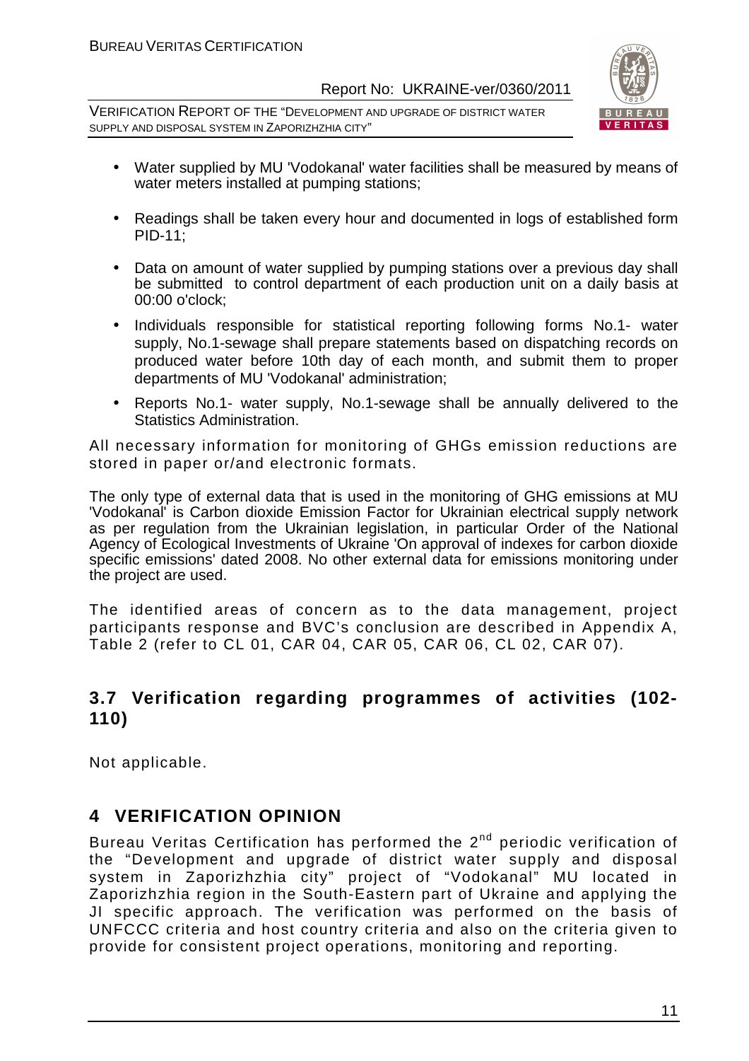- Water supplied by MU 'Vodokanal' water facilities shall be measured by means of water meters installed at pumping stations;
- Readings shall be taken every hour and documented in logs of established form PID-11;
- Data on amount of water supplied by pumping stations over a previous day shall be submitted to control department of each production unit on a daily basis at 00:00 o'clock;
- Individuals responsible for statistical reporting following forms No.1- water supply, No.1-sewage shall prepare statements based on dispatching records on produced water before 10th day of each month, and submit them to proper departments of MU 'Vodokanal' administration;
- Reports No.1- water supply, No.1-sewage shall be annually delivered to the Statistics Administration.

All necessary information for monitoring of GHGs emission reductions are stored in paper or/and electronic formats.

The only type of external data that is used in the monitoring of GHG emissions at MU 'Vodokanal' is Carbon dioxide Emission Factor for Ukrainian electrical supply network as per regulation from the Ukrainian legislation, in particular Order of the National Agency of Ecological Investments of Ukraine 'On approval of indexes for carbon dioxide specific emissions' dated 2008. No other external data for emissions monitoring under the project are used.

The identified areas of concern as to the data management, project participants response and BVC's conclusion are described in Appendix A, Table 2 (refer to CL 01, CAR 04, CAR 05, CAR 06, CL 02, CAR 07).

## 3.7 Verification regarding programmes of activities (102-110)

Not applicable.

# 4 VERIFICATION OPINION

Bureau Veritas Certification has performed the 2nd periodic verification of the "Development and upgrade of district water supply and disposal system in Zaporizhzhia city" project of "Vodokanal" MU located in Zaporizhzhia region in the South-Eastern part of Ukraine and applying the JI specific approach. The verification was performed on the basis of UNFCCC criteria and host country criteria and also on the criteria given to provide for consistent project operations, monitoring and reporting.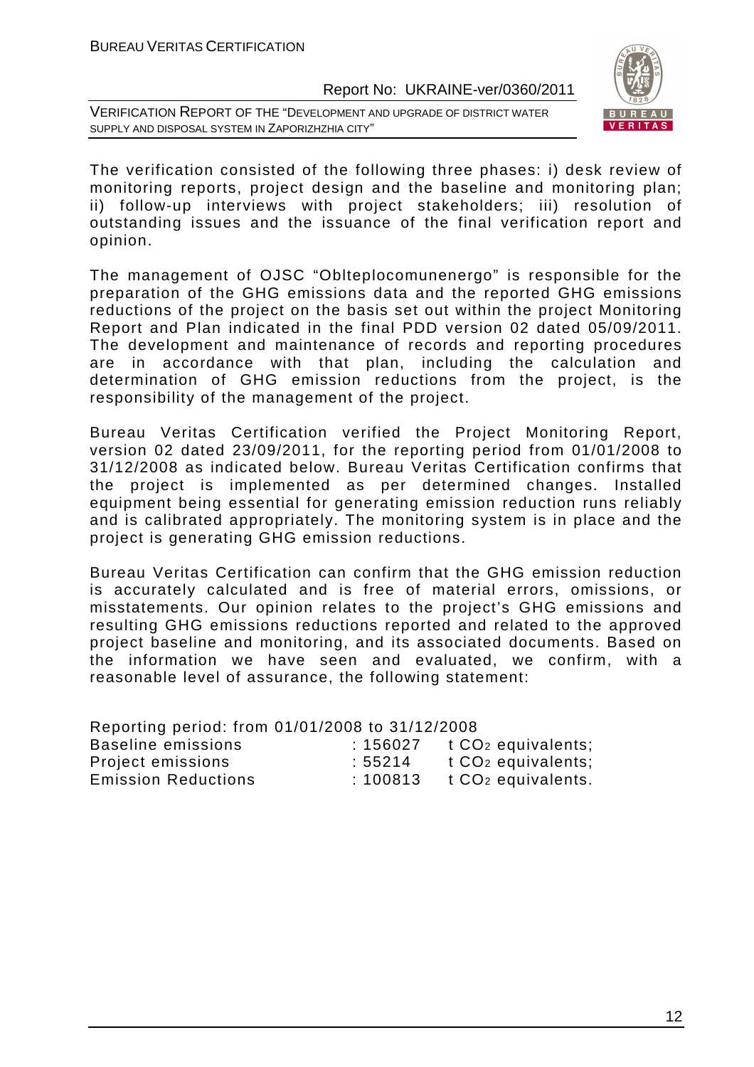The verification consisted of the following three phases: i) desk review of monitoring reports, project design and the baseline and monitoring plan; ii) follow-up interviews with project stakeholders; iii) resolution of outstanding issues and the issuance of the final verification report and opinion.

The management of OJSC "Oblteplocomunenergo" is responsible for the preparation of the GHG emissions data and the reported GHG emissions reductions of the project on the basis set out within the project Monitoring Report and Plan indicated in the final PDD version 02 dated 05/09/2011. The development and maintenance of records and reporting procedures are in accordance with that plan, including the calculation and determination of GHG emission reductions from the project, is the responsibility of the management of the project.

Bureau Veritas Certification verified the Project Monitoring Report, version 02 dated 23/09/2011, for the reporting period from 01/01/2008 to 31/12/2008 as indicated below. Bureau Veritas Certification confirms that the project is implemented as per determined changes. Installed equipment being essential for generating emission reduction runs reliably and is calibrated appropriately. The monitoring system is in place and the project is generating GHG emission reductions.

Bureau Veritas Certification can confirm that the GHG emission reduction is accurately calculated and is free of material errors, omissions, or misstatements. Our opinion relates to the project's GHG emissions and resulting GHG emissions reductions reported and related to the approved project baseline and monitoring, and its associated documents. Based on the information we have seen and evaluated, we confirm, with a reasonable level of assurance, the following statement:

Reporting period: from 01/01/2008 to 31/12/2008

| | | |
|---|---|---|
| Baseline emissions | : 156027 | t $CO_2$ equivalents; |
| Project emissions | : 55214 | t $CO_2$ equivalents; |
| Emission Reductions | : 100813 | t $CO_2$ equivalents. |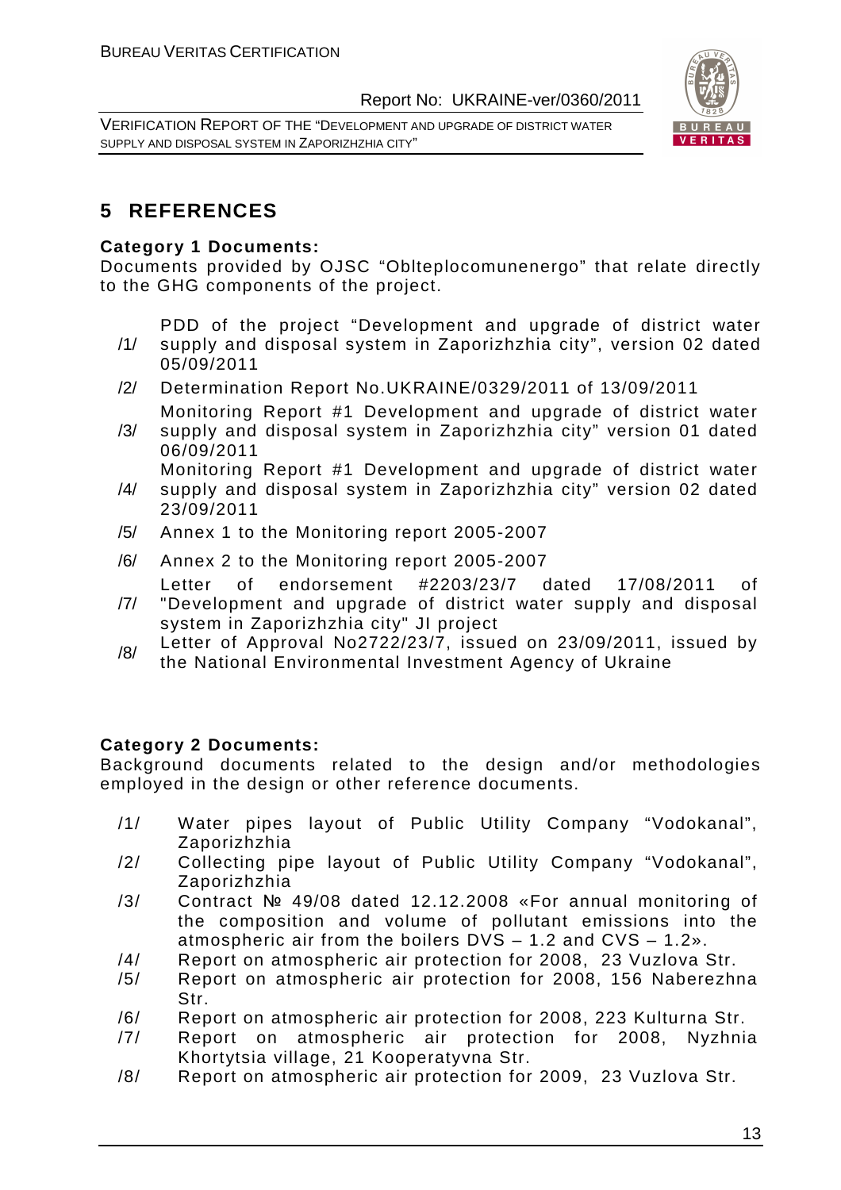# 5 REFERENCES

**Category 1 Documents:**

Documents provided by OJSC "Oblteplocomunenergo" that relate directly to the GHG components of the project.

/1/ PDD of the project "Development and upgrade of district water supply and disposal system in Zaporizhzhia city", version 02 dated 05/09/2011

/2/ Determination Report No.UKRAINE/0329/2011 of 13/09/2011

/3/ Monitoring Report #1 Development and upgrade of district water supply and disposal system in Zaporizhzhia city" version 01 dated 06/09/2011

/4/ Monitoring Report #1 Development and upgrade of district water supply and disposal system in Zaporizhzhia city" version 02 dated 23/09/2011

/5/ Annex 1 to the Monitoring report 2005-2007

/6/ Annex 2 to the Monitoring report 2005-2007

/7/ Letter of endorsement #2203/23/7 dated 17/08/2011 of "Development and upgrade of district water supply and disposal system in Zaporizhzhia city" JI project

/8/ Letter of Approval No2722/23/7, issued on 23/09/2011, issued by the National Environmental Investment Agency of Ukraine

**Category 2 Documents:**

Background documents related to the design and/or methodologies employed in the design or other reference documents.

/1/ Water pipes layout of Public Utility Company "Vodokanal", Zaporizhzhia

/2/ Collecting pipe layout of Public Utility Company "Vodokanal", Zaporizhzhia

/3/ Contract № 49/08 dated 12.12.2008 «For annual monitoring of the composition and volume of pollutant emissions into the atmospheric air from the boilers DVS – 1.2 and CVS – 1.2».

/4/ Report on atmospheric air protection for 2008, 23 Vuzlova Str.

/5/ Report on atmospheric air protection for 2008, 156 Naberezhna Str.

/6/ Report on atmospheric air protection for 2008, 223 Kulturna Str.

/7/ Report on atmospheric air protection for 2008, Nyzhnia Khortytsia village, 21 Kooperatyvna Str.

/8/ Report on atmospheric air protection for 2009, 23 Vuzlova Str.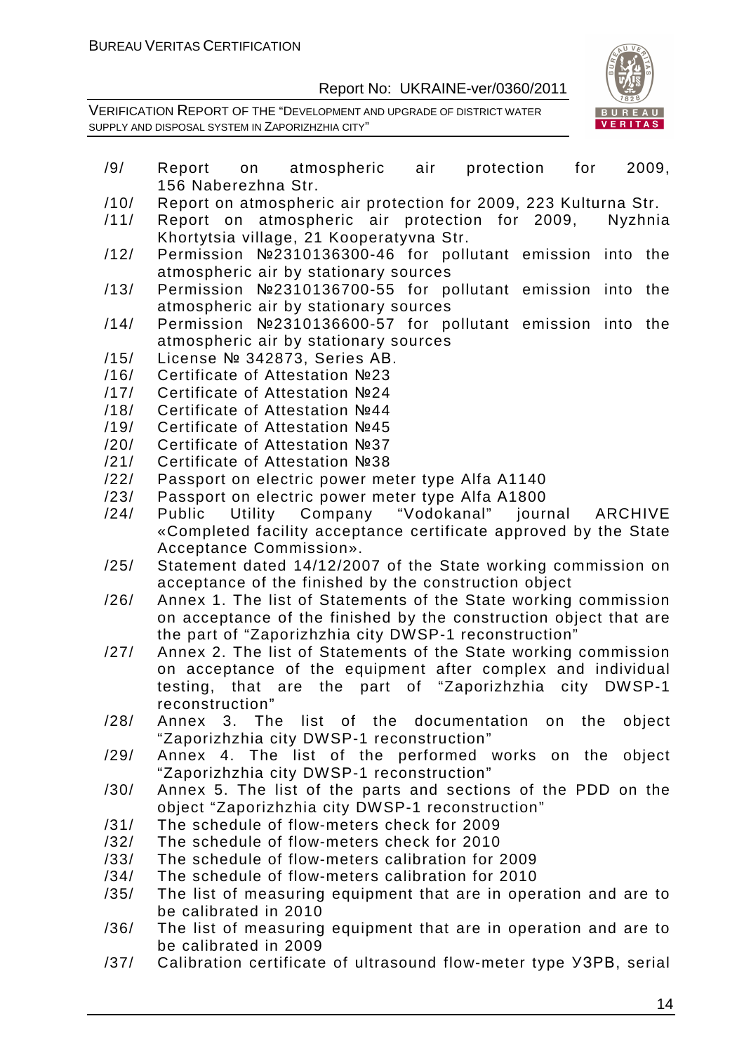/9/ Report on atmospheric air protection for 2009, 156 Naberezhna Str.

/10/ Report on atmospheric air protection for 2009, 223 Kulturna Str.

/11/ Report on atmospheric air protection for 2009, Nyzhnia Khortytsia village, 21 Kooperatyvna Str.

/12/ Permission №2310136300-46 for pollutant emission into the atmospheric air by stationary sources

/13/ Permission №2310136700-55 for pollutant emission into the atmospheric air by stationary sources

/14/ Permission №2310136600-57 for pollutant emission into the atmospheric air by stationary sources

/15/ License № 342873, Series AB.

/16/ Certificate of Attestation №23

/17/ Certificate of Attestation №24

/18/ Certificate of Attestation №44

/19/ Certificate of Attestation №45

/20/ Certificate of Attestation №37

/21/ Certificate of Attestation №38

/22/ Passport on electric power meter type Alfa A1140

/23/ Passport on electric power meter type Alfa A1800

/24/ Public Utility Company "Vodokanal" journal ARCHIVE «Completed facility acceptance certificate approved by the State Acceptance Commission».

/25/ Statement dated 14/12/2007 of the State working commission on acceptance of the finished by the construction object

/26/ Annex 1. The list of Statements of the State working commission on acceptance of the finished by the construction object that are the part of "Zaporizhzhia city DWSP-1 reconstruction"

/27/ Annex 2. The list of Statements of the State working commission on acceptance of the equipment after complex and individual testing, that are the part of "Zaporizhzhia city DWSP-1 reconstruction"

/28/ Annex 3. The list of the documentation on the object "Zaporizhzhia city DWSP-1 reconstruction"

/29/ Annex 4. The list of the performed works on the object "Zaporizhzhia city DWSP-1 reconstruction"

/30/ Annex 5. The list of the parts and sections of the PDD on the object "Zaporizhzhia city DWSP-1 reconstruction"

/31/ The schedule of flow-meters check for 2009

/32/ The schedule of flow-meters check for 2010

/33/ The schedule of flow-meters calibration for 2009

/34/ The schedule of flow-meters calibration for 2010

/35/ The list of measuring equipment that are in operation and are to be calibrated in 2010

/36/ The list of measuring equipment that are in operation and are to be calibrated in 2009

/37/ Calibration certificate of ultrasound flow-meter type УЗРВ, serial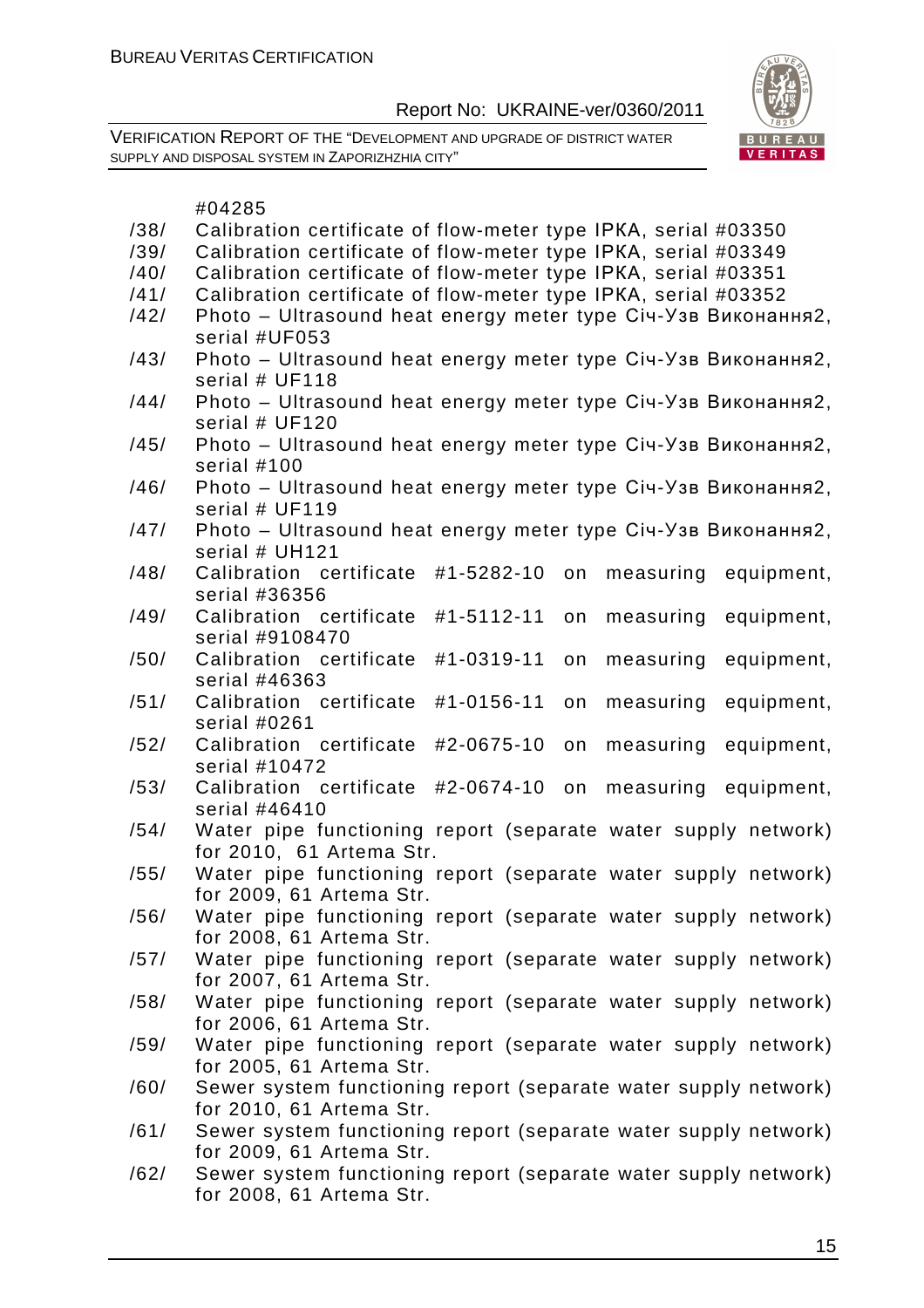#04285

/38/ Calibration certificate of flow-meter type IPKA, serial #03350

/39/ Calibration certificate of flow-meter type IPKA, serial #03349

/40/ Calibration certificate of flow-meter type IPKA, serial #03351

/41/ Calibration certificate of flow-meter type IPKA, serial #03352

/42/ Photo – Ultrasound heat energy meter type Січ-Узв Виконання2, serial #UF053

/43/ Photo – Ultrasound heat energy meter type Січ-Узв Виконання2, serial # UF118

/44/ Photo – Ultrasound heat energy meter type Січ-Узв Виконання2, serial # UF120

/45/ Photo – Ultrasound heat energy meter type Січ-Узв Виконання2, serial #100

/46/ Photo – Ultrasound heat energy meter type Січ-Узв Виконання2, serial # UF119

/47/ Photo – Ultrasound heat energy meter type Січ-Узв Виконання2, serial # UH121

/48/ Calibration certificate #1-5282-10 on measuring equipment, serial #36356

/49/ Calibration certificate #1-5112-11 on measuring equipment, serial #9108470

/50/ Calibration certificate #1-0319-11 on measuring equipment, serial #46363

/51/ Calibration certificate #1-0156-11 on measuring equipment, serial #0261

/52/ Calibration certificate #2-0675-10 on measuring equipment, serial #10472

/53/ Calibration certificate #2-0674-10 on measuring equipment, serial #46410

/54/ Water pipe functioning report (separate water supply network) for 2010, 61 Artema Str.

/55/ Water pipe functioning report (separate water supply network) for 2009, 61 Artema Str.

/56/ Water pipe functioning report (separate water supply network) for 2008, 61 Artema Str.

/57/ Water pipe functioning report (separate water supply network) for 2007, 61 Artema Str.

/58/ Water pipe functioning report (separate water supply network) for 2006, 61 Artema Str.

/59/ Water pipe functioning report (separate water supply network) for 2005, 61 Artema Str.

/60/ Sewer system functioning report (separate water supply network) for 2010, 61 Artema Str.

/61/ Sewer system functioning report (separate water supply network) for 2009, 61 Artema Str.

/62/ Sewer system functioning report (separate water supply network) for 2008, 61 Artema Str.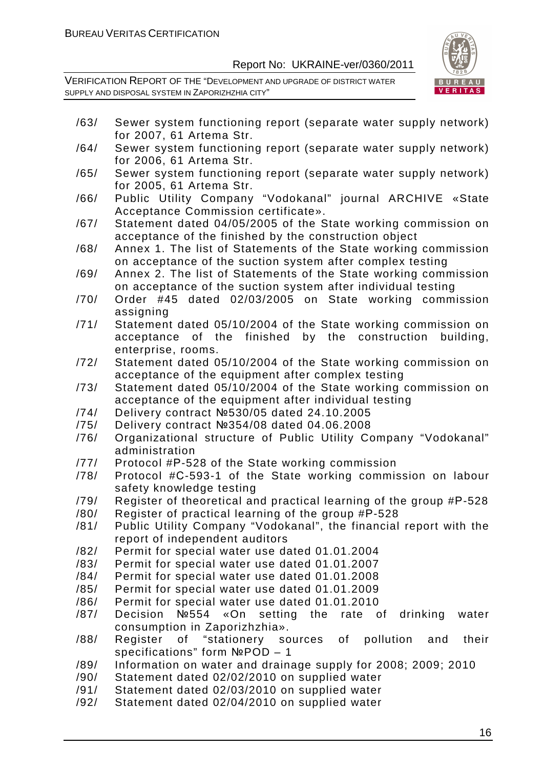/63/ Sewer system functioning report (separate water supply network) for 2007, 61 Artema Str.

/64/ Sewer system functioning report (separate water supply network) for 2006, 61 Artema Str.

/65/ Sewer system functioning report (separate water supply network) for 2005, 61 Artema Str.

/66/ Public Utility Company "Vodokanal" journal ARCHIVE «State Acceptance Commission certificate».

/67/ Statement dated 04/05/2005 of the State working commission on acceptance of the finished by the construction object

/68/ Annex 1. The list of Statements of the State working commission on acceptance of the suction system after complex testing

/69/ Annex 2. The list of Statements of the State working commission on acceptance of the suction system after individual testing

/70/ Order #45 dated 02/03/2005 on State working commission assigning

/71/ Statement dated 05/10/2004 of the State working commission on acceptance of the finished by the construction building, enterprise, rooms.

/72/ Statement dated 05/10/2004 of the State working commission on acceptance of the equipment after complex testing

/73/ Statement dated 05/10/2004 of the State working commission on acceptance of the equipment after individual testing

/74/ Delivery contract №530/05 dated 24.10.2005

/75/ Delivery contract №354/08 dated 04.06.2008

/76/ Organizational structure of Public Utility Company "Vodokanal" administration

/77/ Protocol #P-528 of the State working commission

/78/ Protocol #C-593-1 of the State working commission on labour safety knowledge testing

/79/ Register of theoretical and practical learning of the group #P-528

/80/ Register of practical learning of the group #P-528

/81/ Public Utility Company "Vodokanal", the financial report with the report of independent auditors

/82/ Permit for special water use dated 01.01.2004

/83/ Permit for special water use dated 01.01.2007

/84/ Permit for special water use dated 01.01.2008

/85/ Permit for special water use dated 01.01.2009

/86/ Permit for special water use dated 01.01.2010

/87/ Decision №554 «On setting the rate of drinking water consumption in Zaporizhzhia».

/88/ Register of "stationery sources of pollution and their specifications" form №POD – 1

/89/ Information on water and drainage supply for 2008; 2009; 2010

/90/ Statement dated 02/02/2010 on supplied water

/91/ Statement dated 02/03/2010 on supplied water

/92/ Statement dated 02/04/2010 on supplied water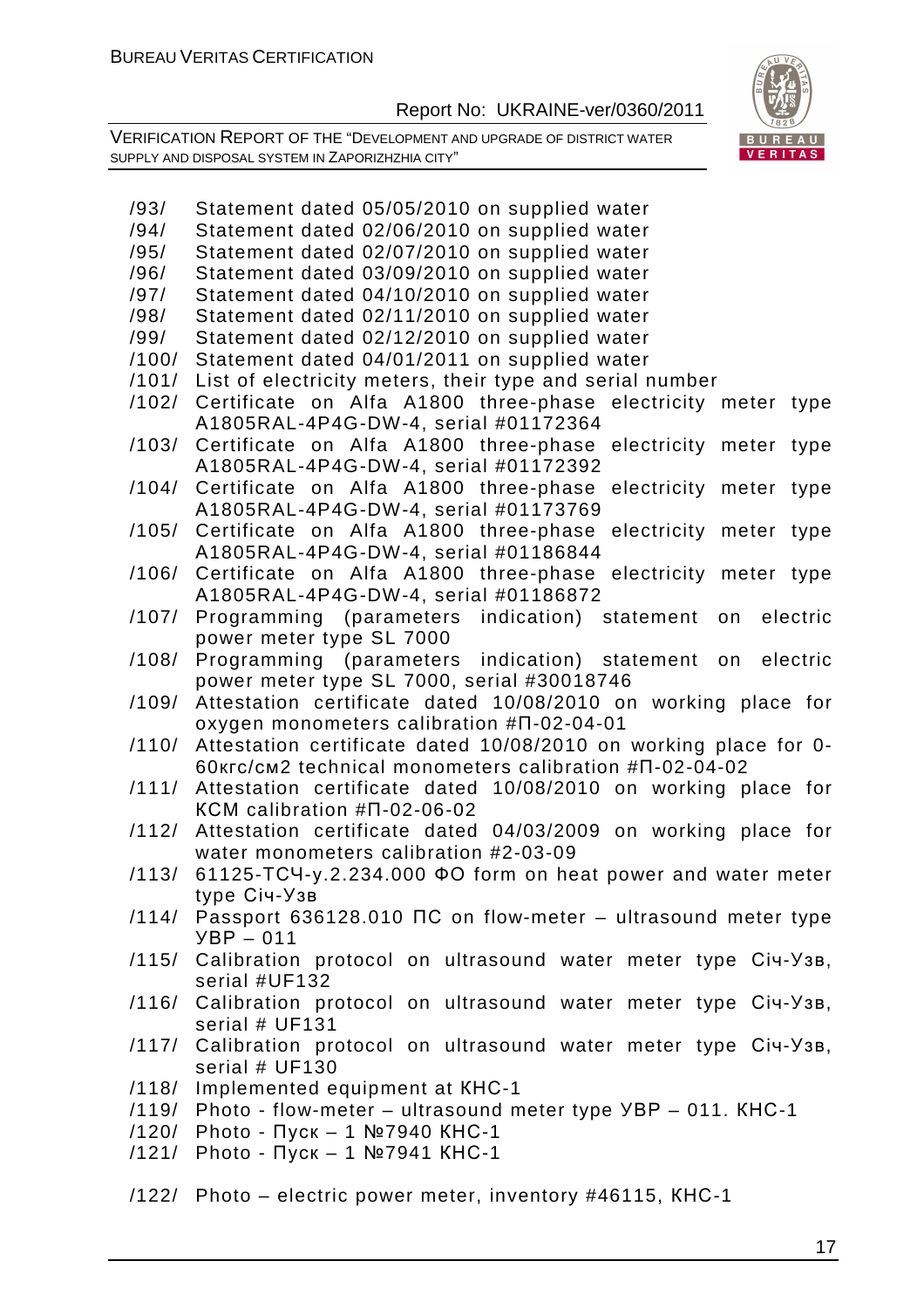/93/ Statement dated 05/05/2010 on supplied water
/94/ Statement dated 02/06/2010 on supplied water
/95/ Statement dated 02/07/2010 on supplied water
/96/ Statement dated 03/09/2010 on supplied water
/97/ Statement dated 04/10/2010 on supplied water
/98/ Statement dated 02/11/2010 on supplied water
/99/ Statement dated 02/12/2010 on supplied water
/100/ Statement dated 04/01/2011 on supplied water
/101/ List of electricity meters, their type and serial number
/102/ Certificate on Alfa A1800 three-phase electricity meter type A1805RAL-4P4G-DW-4, serial #01172364
/103/ Certificate on Alfa A1800 three-phase electricity meter type A1805RAL-4P4G-DW-4, serial #01172392
/104/ Certificate on Alfa A1800 three-phase electricity meter type A1805RAL-4P4G-DW-4, serial #01173769
/105/ Certificate on Alfa A1800 three-phase electricity meter type A1805RAL-4P4G-DW-4, serial #01186844
/106/ Certificate on Alfa A1800 three-phase electricity meter type A1805RAL-4P4G-DW-4, serial #01186872
/107/ Programming (parameters indication) statement on electric power meter type SL 7000
/108/ Programming (parameters indication) statement on electric power meter type SL 7000, serial #30018746
/109/ Attestation certificate dated 10/08/2010 on working place for oxygen monometers calibration #П-02-04-01
/110/ Attestation certificate dated 10/08/2010 on working place for 0-60кгс/см2 technical monometers calibration #П-02-04-02
/111/ Attestation certificate dated 10/08/2010 on working place for КСМ calibration #П-02-06-02
/112/ Attestation certificate dated 04/03/2009 on working place for water monometers calibration #2-03-09
/113/ 61125-ТСЧ-у.2.234.000 ФО form on heat power and water meter type Січ-Узв
/114/ Passport 636128.010 ПС on flow-meter – ultrasound meter type УВР – 011
/115/ Calibration protocol on ultrasound water meter type Січ-Узв, serial #UF132
/116/ Calibration protocol on ultrasound water meter type Січ-Узв, serial # UF131
/117/ Calibration protocol on ultrasound water meter type Січ-Узв, serial # UF130
/118/ Implemented equipment at КНС-1
/119/ Photo - flow-meter – ultrasound meter type УВР – 011. КНС-1
/120/ Photo - Пуск – 1 №7940 КНС-1
/121/ Photo - Пуск – 1 №7941 КНС-1
/122/ Photo – electric power meter, inventory #46115, КНС-1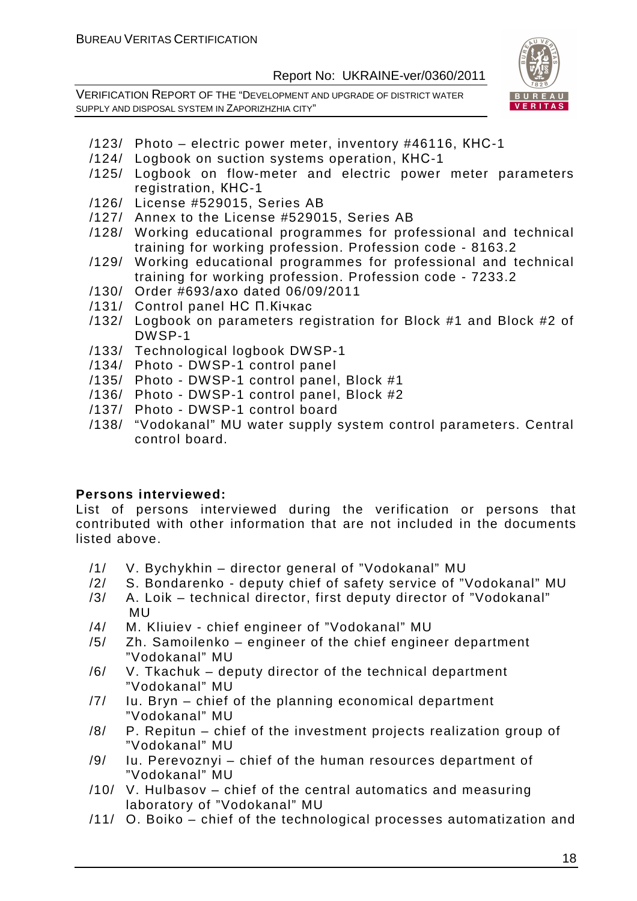/123/ Photo – electric power meter, inventory #46116, КНС-1
/124/ Logbook on suction systems operation, КНС-1
/125/ Logbook on flow-meter and electric power meter parameters registration, КНС-1
/126/ License #529015, Series AB
/127/ Annex to the License #529015, Series AB
/128/ Working educational programmes for professional and technical training for working profession. Profession code - 8163.2
/129/ Working educational programmes for professional and technical training for working profession. Profession code - 7233.2
/130/ Order #693/axo dated 06/09/2011
/131/ Control panel НС П.Кічкас
/132/ Logbook on parameters registration for Block #1 and Block #2 of DWSP-1
/133/ Technological logbook DWSP-1
/134/ Photo - DWSP-1 control panel
/135/ Photo - DWSP-1 control panel, Block #1
/136/ Photo - DWSP-1 control panel, Block #2
/137/ Photo - DWSP-1 control board
/138/ "Vodokanal" MU water supply system control parameters. Central control board.

**Persons interviewed:**

List of persons interviewed during the verification or persons that contributed with other information that are not included in the documents listed above.

/1/ V. Bychykhin – director general of "Vodokanal" MU
/2/ S. Bondarenko - deputy chief of safety service of "Vodokanal" MU
/3/ A. Loik – technical director, first deputy director of "Vodokanal" MU
/4/ M. Kliuiev - chief engineer of "Vodokanal" MU
/5/ Zh. Samoilenko – engineer of the chief engineer department "Vodokanal" MU
/6/ V. Tkachuk – deputy director of the technical department "Vodokanal" MU
/7/ Iu. Bryn – chief of the planning economical department "Vodokanal" MU
/8/ P. Repitun – chief of the investment projects realization group of "Vodokanal" MU
/9/ Iu. Perevoznyi – chief of the human resources department of "Vodokanal" MU
/10/ V. Hulbasov – chief of the central automatics and measuring laboratory of "Vodokanal" MU
/11/ O. Boiko – chief of the technological processes automatization and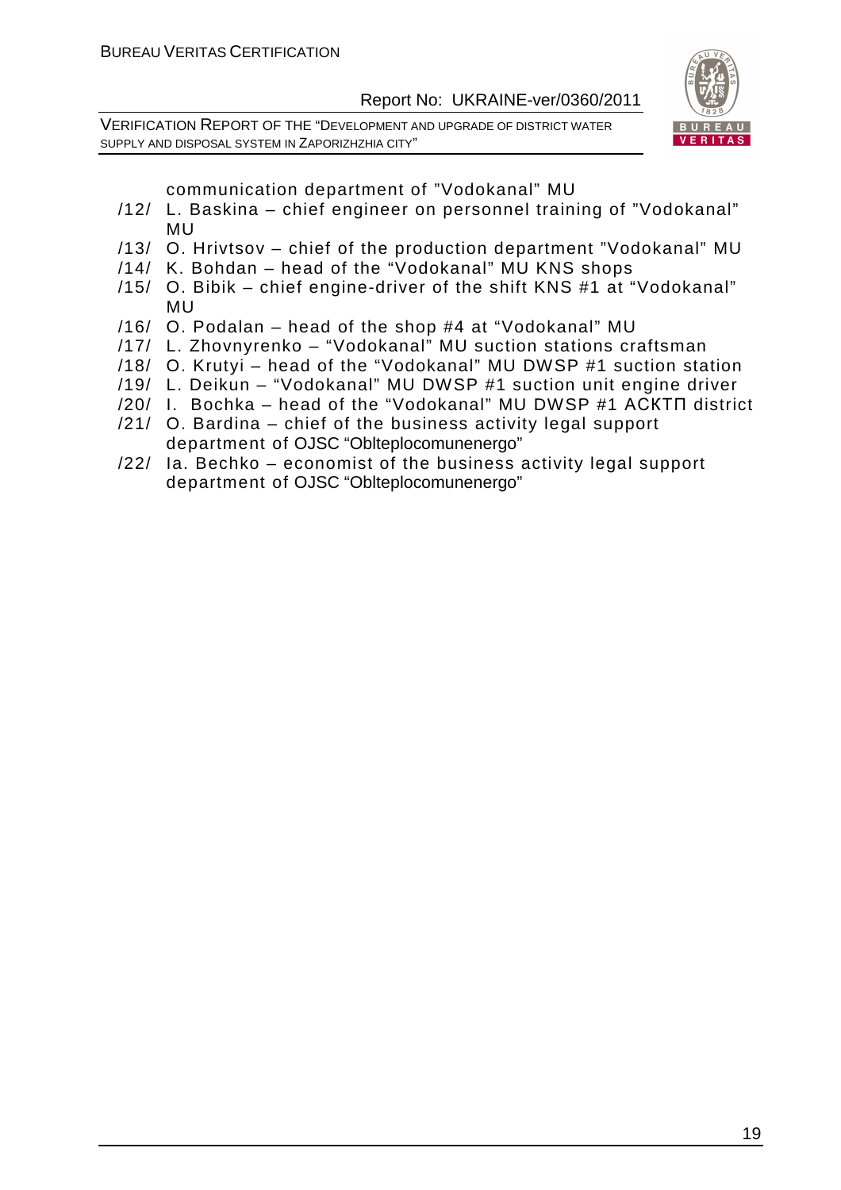communication department of "Vodokanal" MU

/12/ L. Baskina – chief engineer on personnel training of "Vodokanal" MU

/13/ O. Hrivtsov – chief of the production department "Vodokanal" MU

/14/ K. Bohdan – head of the "Vodokanal" MU KNS shops

/15/ O. Bibik – chief engine-driver of the shift KNS #1 at "Vodokanal" MU

/16/ O. Podalan – head of the shop #4 at "Vodokanal" MU

/17/ L. Zhovnyrenko – "Vodokanal" MU suction stations craftsman

/18/ O. Krutyi – head of the "Vodokanal" MU DWSP #1 suction station

/19/ L. Deikun – "Vodokanal" MU DWSP #1 suction unit engine driver

/20/ I. Bochka – head of the "Vodokanal" MU DWSP #1 АСКТП district

/21/ O. Bardina – chief of the business activity legal support department of OJSC "Oblteplocomunenergo"

/22/ Ia. Bechko – economist of the business activity legal support department of OJSC "Oblteplocomunenergo"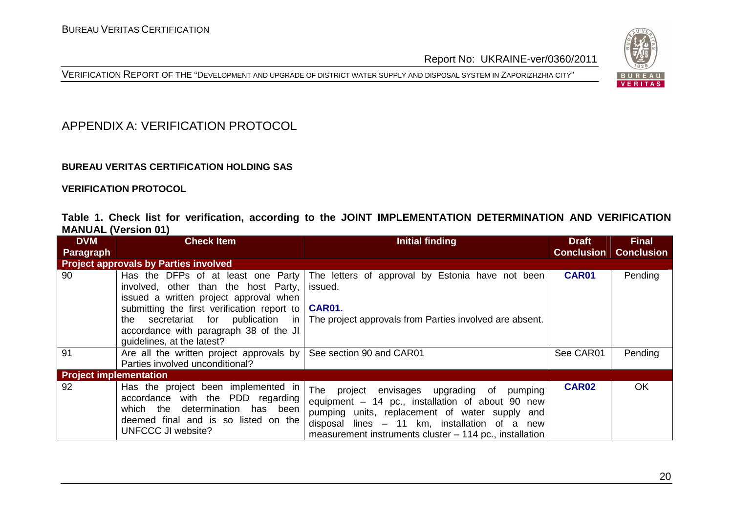# APPENDIX A: VERIFICATION PROTOCOL

**BUREAU VERITAS CERTIFICATION HOLDING SAS**

**VERIFICATION PROTOCOL**

**Table 1. Check list for verification, according to the JOINT IMPLEMENTATION DETERMINATION AND VERIFICATION MANUAL (Version 01)**

| DVM Paragraph | Check Item | Initial finding | Draft Conclusion | Final Conclusion |
|---|---|---|---|---|
| **Project approvals by Parties involved** | | | | |
| 90 | Has the DFPs of at least one Party involved, other than the host Party, issued a written project approval when submitting the first verification report to the secretariat for publication in accordance with paragraph 38 of the JI guidelines, at the latest? | The letters of approval by Estonia have not been issued.<br>**CAR01.**<br>The project approvals from Parties involved are absent. | **CAR01** | Pending |
| 91 | Are all the written project approvals by Parties involved unconditional? | See section 90 and CAR01 | See CAR01 | Pending |
| **Project implementation** | | | | |
| 92 | Has the project been implemented in accordance with the PDD regarding which the determination has been deemed final and is so listed on the UNFCCC JI website? | The project envisages upgrading of pumping equipment – 14 pc., installation of about 90 new pumping units, replacement of water supply and disposal lines – 11 km, installation of a new measurement instruments cluster – 114 pc., installation | **CAR02** | OK |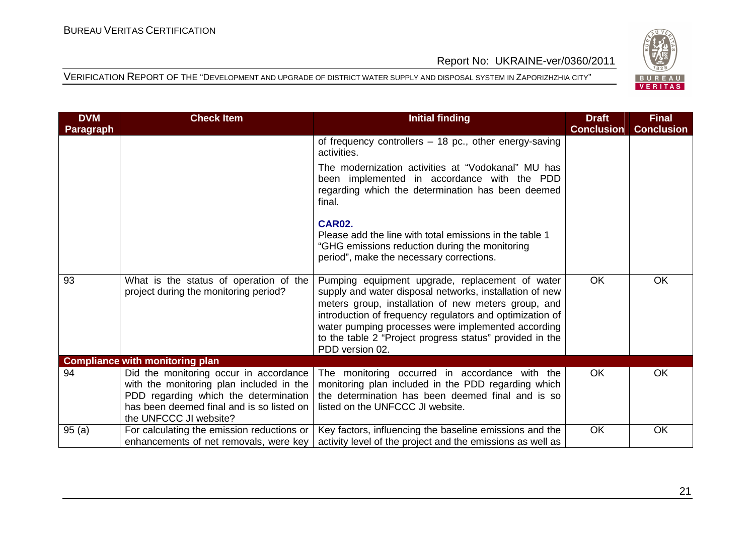| DVM Paragraph | Check Item | Initial finding | Draft Conclusion | Final Conclusion |
|---|---|---|---|---|
| | | of frequency controllers – 18 pc., other energy-saving activities.<br><br>The modernization activities at "Vodokanal" MU has been implemented in accordance with the PDD regarding which the determination has been deemed final.<br><br>**CAR02.**<br>Please add the line with total emissions in the table 1 "GHG emissions reduction during the monitoring period", make the necessary corrections. | | |
| 93 | What is the status of operation of the project during the monitoring period? | Pumping equipment upgrade, replacement of water supply and water disposal networks, installation of new meters group, installation of new meters group, and introduction of frequency regulators and optimization of water pumping processes were implemented according to the table 2 "Project progress status" provided in the PDD version 02. | OK | OK |
| **Compliance with monitoring plan** | | | | |
| 94 | Did the monitoring occur in accordance with the monitoring plan included in the PDD regarding which the determination has been deemed final and is so listed on the UNFCCC JI website? | The monitoring occurred in accordance with the monitoring plan included in the PDD regarding which the determination has been deemed final and is so listed on the UNFCCC JI website. | OK | OK |
| 95 (a) | For calculating the emission reductions or enhancements of net removals, were key | Key factors, influencing the baseline emissions and the activity level of the project and the emissions as well as | OK | OK |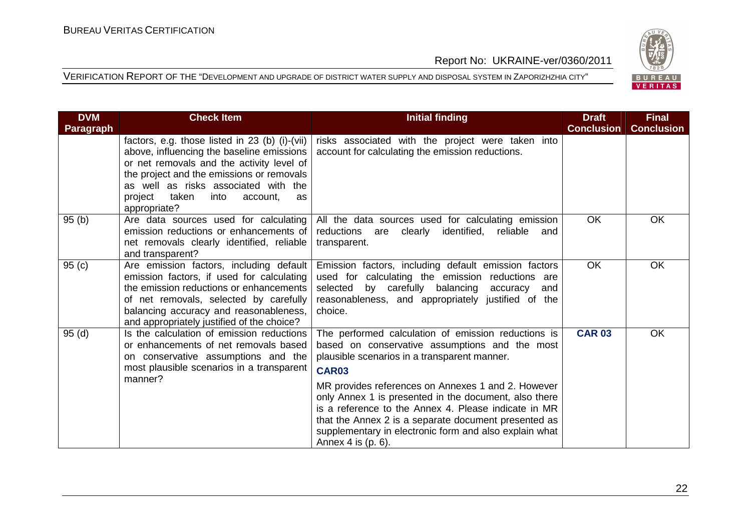| DVM Paragraph | Check Item | Initial finding | Draft Conclusion | Final Conclusion |
|---|---|---|---|---|
| | factors, e.g. those listed in 23 (b) (i)-(vii) above, influencing the baseline emissions or net removals and the activity level of the project and the emissions or removals as well as risks associated with the project taken into account, as appropriate? | risks associated with the project were taken into account for calculating the emission reductions. | | |
| 95 (b) | Are data sources used for calculating emission reductions or enhancements of net removals clearly identified, reliable and transparent? | All the data sources used for calculating emission reductions are clearly identified, reliable and transparent. | OK | OK |
| 95 (c) | Are emission factors, including default emission factors, if used for calculating the emission reductions or enhancements of net removals, selected by carefully balancing accuracy and reasonableness, and appropriately justified of the choice? | Emission factors, including default emission factors used for calculating the emission reductions are selected by carefully balancing accuracy and reasonableness, and appropriately justified of the choice. | OK | OK |
| 95 (d) | Is the calculation of emission reductions or enhancements of net removals based on conservative assumptions and the most plausible scenarios in a transparent manner? | The performed calculation of emission reductions is based on conservative assumptions and the most plausible scenarios in a transparent manner.<br>**CAR03**<br>MR provides references on Annexes 1 and 2. However only Annex 1 is presented in the document, also there is a reference to the Annex 4. Please indicate in MR that the Annex 2 is a separate document presented as supplementary in electronic form and also explain what Annex 4 is (p. 6). | **CAR 03** | OK |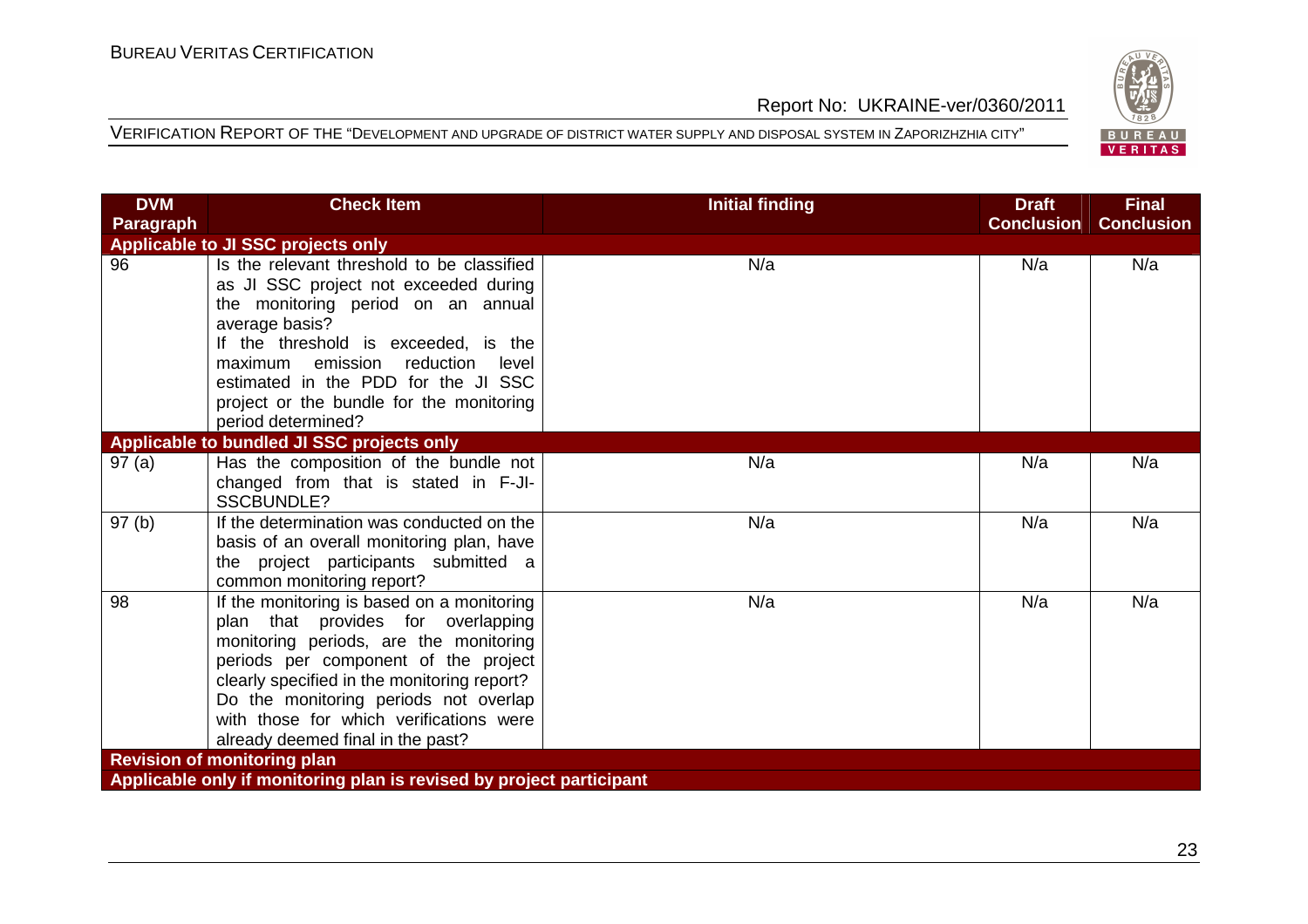| DVM Paragraph | Check Item | Initial finding | Draft Conclusion | Final Conclusion |
|---|---|---|---|---|
| **Applicable to JI SSC projects only** | | | | |
| 96 | Is the relevant threshold to be classified as JI SSC project not exceeded during the monitoring period on an annual average basis?<br>If the threshold is exceeded, is the maximum emission reduction level estimated in the PDD for the JI SSC project or the bundle for the monitoring period determined? | N/a | N/a | N/a |
| **Applicable to bundled JI SSC projects only** | | | | |
| 97 (a) | Has the composition of the bundle not changed from that is stated in F-JI-SSCBUNDLE? | N/a | N/a | N/a |
| 97 (b) | If the determination was conducted on the basis of an overall monitoring plan, have the project participants submitted a common monitoring report? | N/a | N/a | N/a |
| 98 | If the monitoring is based on a monitoring plan that provides for overlapping monitoring periods, are the monitoring periods per component of the project clearly specified in the monitoring report?<br>Do the monitoring periods not overlap with those for which verifications were already deemed final in the past? | N/a | N/a | N/a |
| **Revision of monitoring plan** | | | | |
| **Applicable only if monitoring plan is revised by project participant** | | | | |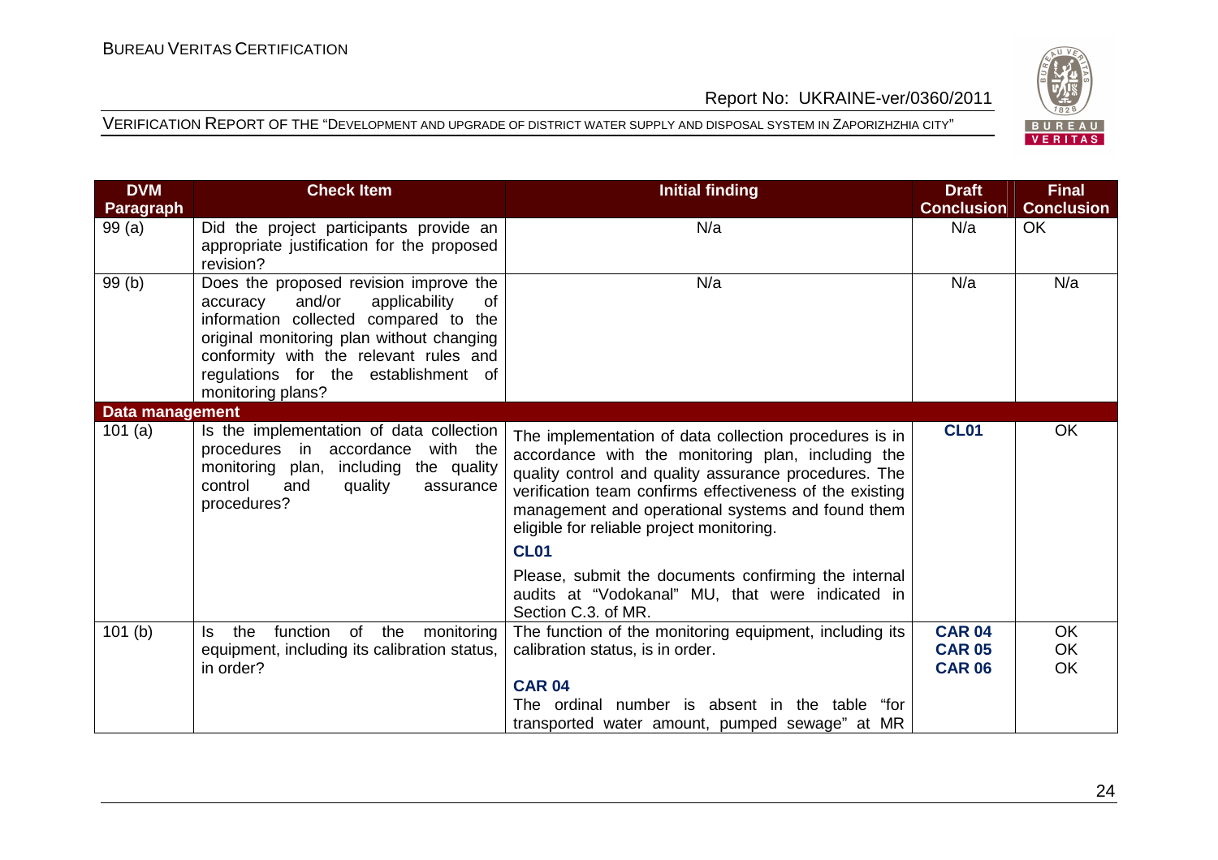| DVM Paragraph | Check Item | Initial finding | Draft Conclusion | Final Conclusion |
|---|---|---|---|---|
| 99 (a) | Did the project participants provide an appropriate justification for the proposed revision? | N/a | N/a | OK |
| 99 (b) | Does the proposed revision improve the accuracy and/or applicability of information collected compared to the original monitoring plan without changing conformity with the relevant rules and regulations for the establishment of monitoring plans? | N/a | N/a | N/a |
| **Data management** | | | | |
| 101 (a) | Is the implementation of data collection procedures in accordance with the monitoring plan, including the quality control and quality assurance procedures? | The implementation of data collection procedures is in accordance with the monitoring plan, including the quality control and quality assurance procedures. The verification team confirms effectiveness of the existing management and operational systems and found them eligible for reliable project monitoring.<br><br>**CL01**<br><br>Please, submit the documents confirming the internal audits at "Vodokanal" MU, that were indicated in Section C.3. of MR. | **CL01** | OK |
| 101 (b) | Is the function of the monitoring equipment, including its calibration status, in order? | The function of the monitoring equipment, including its calibration status, is in order.<br><br>**CAR 04**<br>The ordinal number is absent in the table "for transported water amount, pumped sewage" at MR | **CAR 04**<br>**CAR 05**<br>**CAR 06** | OK<br>OK<br>OK |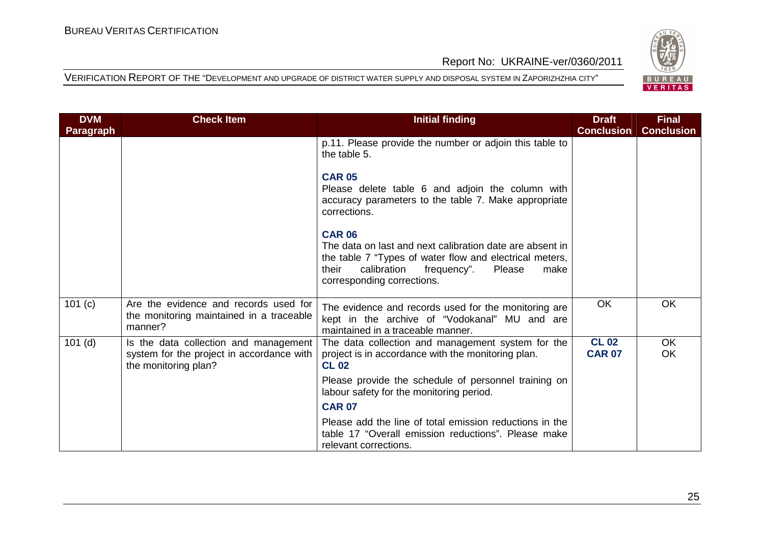| DVM Paragraph | Check Item | Initial finding | Draft Conclusion | Final Conclusion |
|---|---|---|---|---|
| | | p.11. Please provide the number or adjoin this table to the table 5.<br><br>**CAR 05**<br>Please delete table 6 and adjoin the column with accuracy parameters to the table 7. Make appropriate corrections.<br><br>**CAR 06**<br>The data on last and next calibration date are absent in the table 7 "Types of water flow and electrical meters, their calibration frequency". Please make corresponding corrections. | | |
| 101 (c) | Are the evidence and records used for the monitoring maintained in a traceable manner? | The evidence and records used for the monitoring are kept in the archive of "Vodokanal" MU and are maintained in a traceable manner. | OK | OK |
| 101 (d) | Is the data collection and management system for the project in accordance with the monitoring plan? | The data collection and management system for the project is in accordance with the monitoring plan.<br>**CL 02**<br>Please provide the schedule of personnel training on labour safety for the monitoring period.<br>**CAR 07**<br>Please add the line of total emission reductions in the table 17 "Overall emission reductions". Please make relevant corrections. | **CL 02**<br>**CAR 07** | OK<br>OK |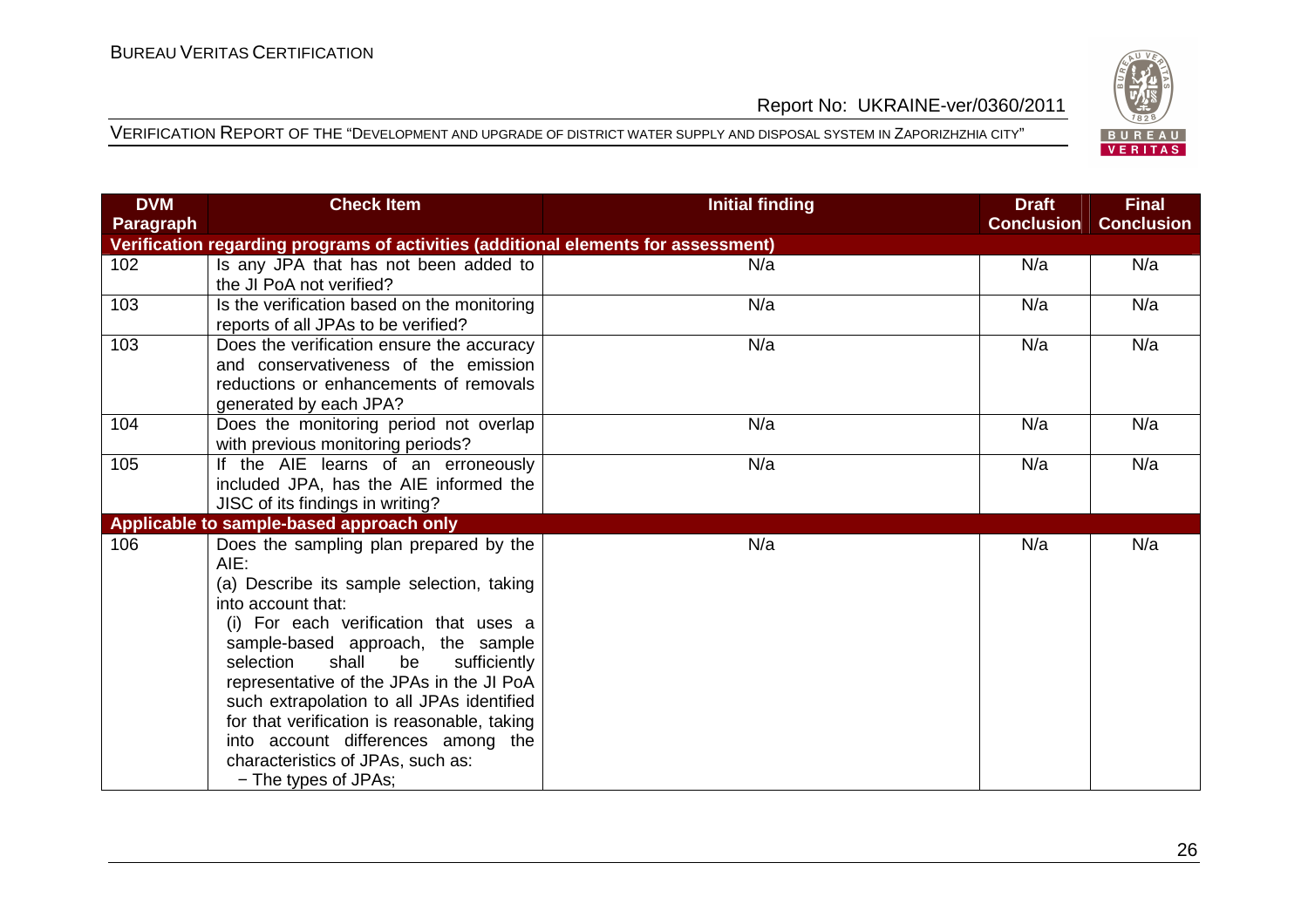| DVM Paragraph | Check Item | Initial finding | Draft Conclusion | Final Conclusion |
|---|---|---|---|---|
| **Verification regarding programs of activities (additional elements for assessment)** | | | | |
| 102 | Is any JPA that has not been added to the JI PoA not verified? | N/a | N/a | N/a |
| 103 | Is the verification based on the monitoring reports of all JPAs to be verified? | N/a | N/a | N/a |
| 103 | Does the verification ensure the accuracy and conservativeness of the emission reductions or enhancements of removals generated by each JPA? | N/a | N/a | N/a |
| 104 | Does the monitoring period not overlap with previous monitoring periods? | N/a | N/a | N/a |
| 105 | If the AIE learns of an erroneously included JPA, has the AIE informed the JISC of its findings in writing? | N/a | N/a | N/a |
| **Applicable to sample-based approach only** | | | | |
| 106 | Does the sampling plan prepared by the AIE:<br>(a) Describe its sample selection, taking into account that:<br>(i) For each verification that uses a sample-based approach, the sample selection shall be sufficiently representative of the JPAs in the JI PoA such extrapolation to all JPAs identified for that verification is reasonable, taking into account differences among the characteristics of JPAs, such as:<br>− The types of JPAs; | N/a | N/a | N/a |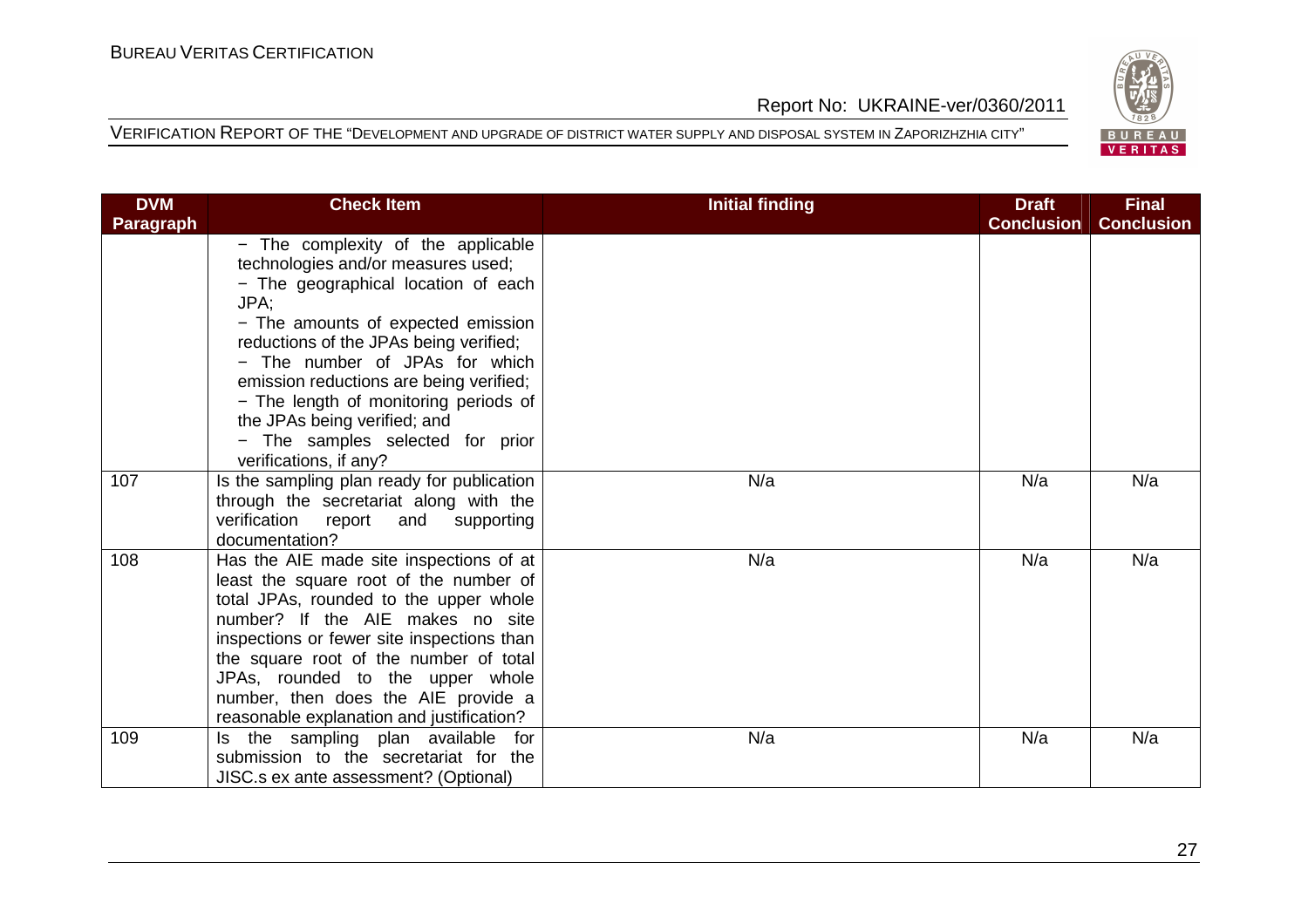| DVM Paragraph | Check Item | Initial finding | Draft Conclusion | Final Conclusion |
|---|---|---|---|---|
| | − The complexity of the applicable technologies and/or measures used;<br>− The geographical location of each JPA;<br>− The amounts of expected emission reductions of the JPAs being verified;<br>− The number of JPAs for which emission reductions are being verified;<br>− The length of monitoring periods of the JPAs being verified; and<br>− The samples selected for prior verifications, if any? | | | |
| 107 | Is the sampling plan ready for publication through the secretariat along with the verification report and supporting documentation? | N/a | N/a | N/a |
| 108 | Has the AIE made site inspections of at least the square root of the number of total JPAs, rounded to the upper whole number? If the AIE makes no site inspections or fewer site inspections than the square root of the number of total JPAs, rounded to the upper whole number, then does the AIE provide a reasonable explanation and justification? | N/a | N/a | N/a |
| 109 | Is the sampling plan available for submission to the secretariat for the JISC.s ex ante assessment? (Optional) | N/a | N/a | N/a |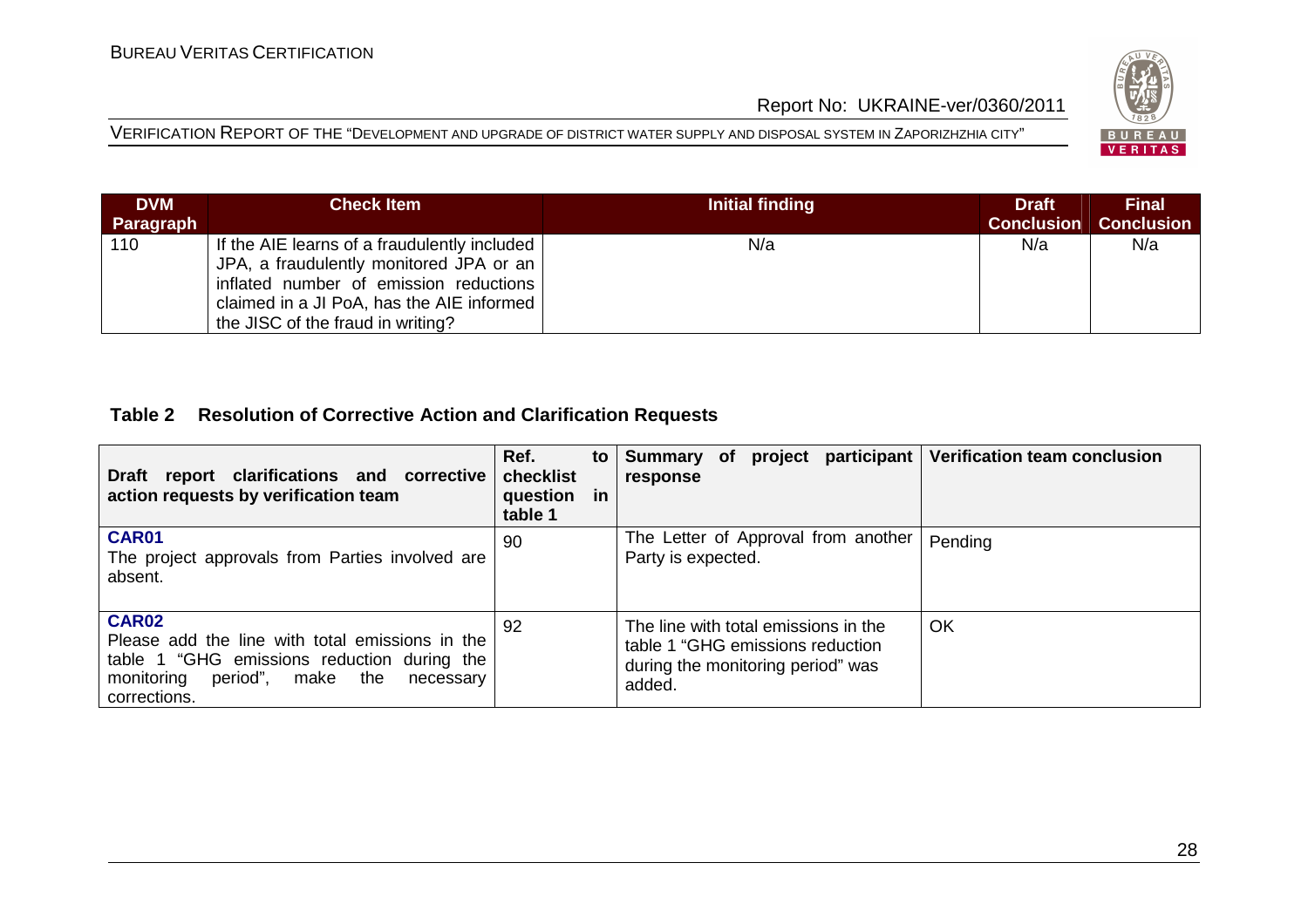| DVM Paragraph | Check Item | Initial finding | Draft Conclusion | Final Conclusion |
|---|---|---|---|---|
| 110 | If the AIE learns of a fraudulently included JPA, a fraudulently monitored JPA or an inflated number of emission reductions claimed in a JI PoA, has the AIE informed the JISC of the fraud in writing? | N/a | N/a | N/a |

**Table 2 Resolution of Corrective Action and Clarification Requests**

| Draft report clarifications and corrective action requests by verification team | Ref. to checklist question in table 1 | Summary of project participant response | Verification team conclusion |
|---|---|---|---|
| **CAR01** The project approvals from Parties involved are absent. | 90 | The Letter of Approval from another Party is expected. | Pending |
| **CAR02** Please add the line with total emissions in the table 1 "GHG emissions reduction during the monitoring period", make the necessary corrections. | 92 | The line with total emissions in the table 1 "GHG emissions reduction during the monitoring period" was added. | OK |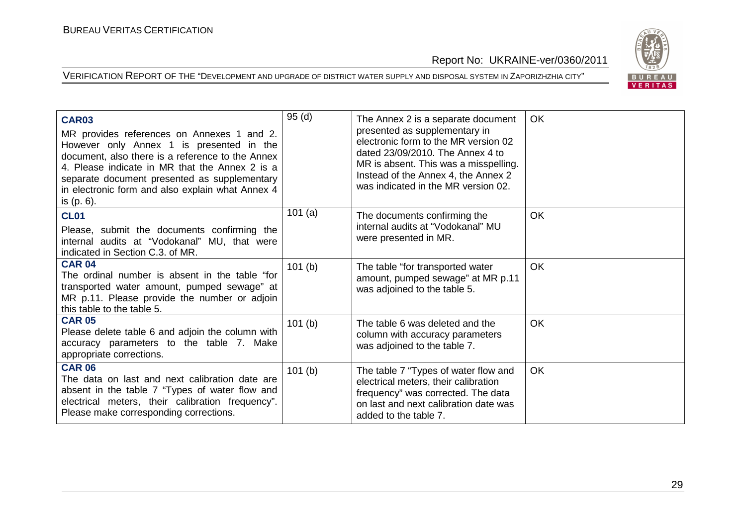| | | | |
|---|---|---|---|
| **CAR03**<br>MR provides references on Annexes 1 and 2. However only Annex 1 is presented in the document, also there is a reference to the Annex 4. Please indicate in MR that the Annex 2 is a separate document presented as supplementary in electronic form and also explain what Annex 4 is (p. 6). | 95 (d) | The Annex 2 is a separate document presented as supplementary in electronic form to the MR version 02 dated 23/09/2010. The Annex 4 to MR is absent. This was a misspelling. Instead of the Annex 4, the Annex 2 was indicated in the MR version 02. | OK |
| **CL01**<br>Please, submit the documents confirming the internal audits at "Vodokanal" MU, that were indicated in Section C.3. of MR. | 101 (a) | The documents confirming the internal audits at "Vodokanal" MU were presented in MR. | OK |
| **CAR 04**<br>The ordinal number is absent in the table "for transported water amount, pumped sewage" at MR p.11. Please provide the number or adjoin this table to the table 5. | 101 (b) | The table "for transported water amount, pumped sewage" at MR p.11 was adjoined to the table 5. | OK |
| **CAR 05**<br>Please delete table 6 and adjoin the column with accuracy parameters to the table 7. Make appropriate corrections. | 101 (b) | The table 6 was deleted and the column with accuracy parameters was adjoined to the table 7. | OK |
| **CAR 06**<br>The data on last and next calibration date are absent in the table 7 "Types of water flow and electrical meters, their calibration frequency". Please make corresponding corrections. | 101 (b) | The table 7 "Types of water flow and electrical meters, their calibration frequency" was corrected. The data on last and next calibration date was added to the table 7. | OK |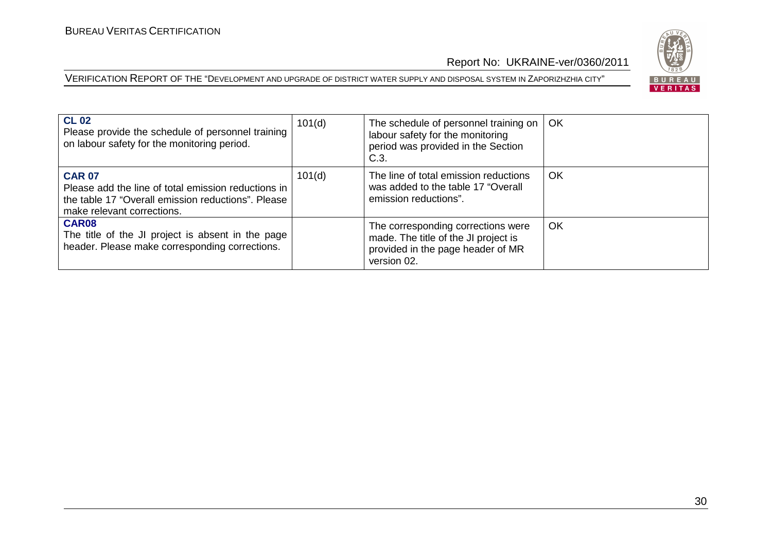| | | | |
|---|---|---|---|
| **CL 02** Please provide the schedule of personnel training on labour safety for the monitoring period. | 101(d) | The schedule of personnel training on labour safety for the monitoring period was provided in the Section C.3. | OK |
| **CAR 07** Please add the line of total emission reductions in the table 17 "Overall emission reductions". Please make relevant corrections. | 101(d) | The line of total emission reductions was added to the table 17 "Overall emission reductions". | OK |
| **CAR08** The title of the JI project is absent in the page header. Please make corresponding corrections. | | The corresponding corrections were made. The title of the JI project is provided in the page header of MR version 02. | OK |